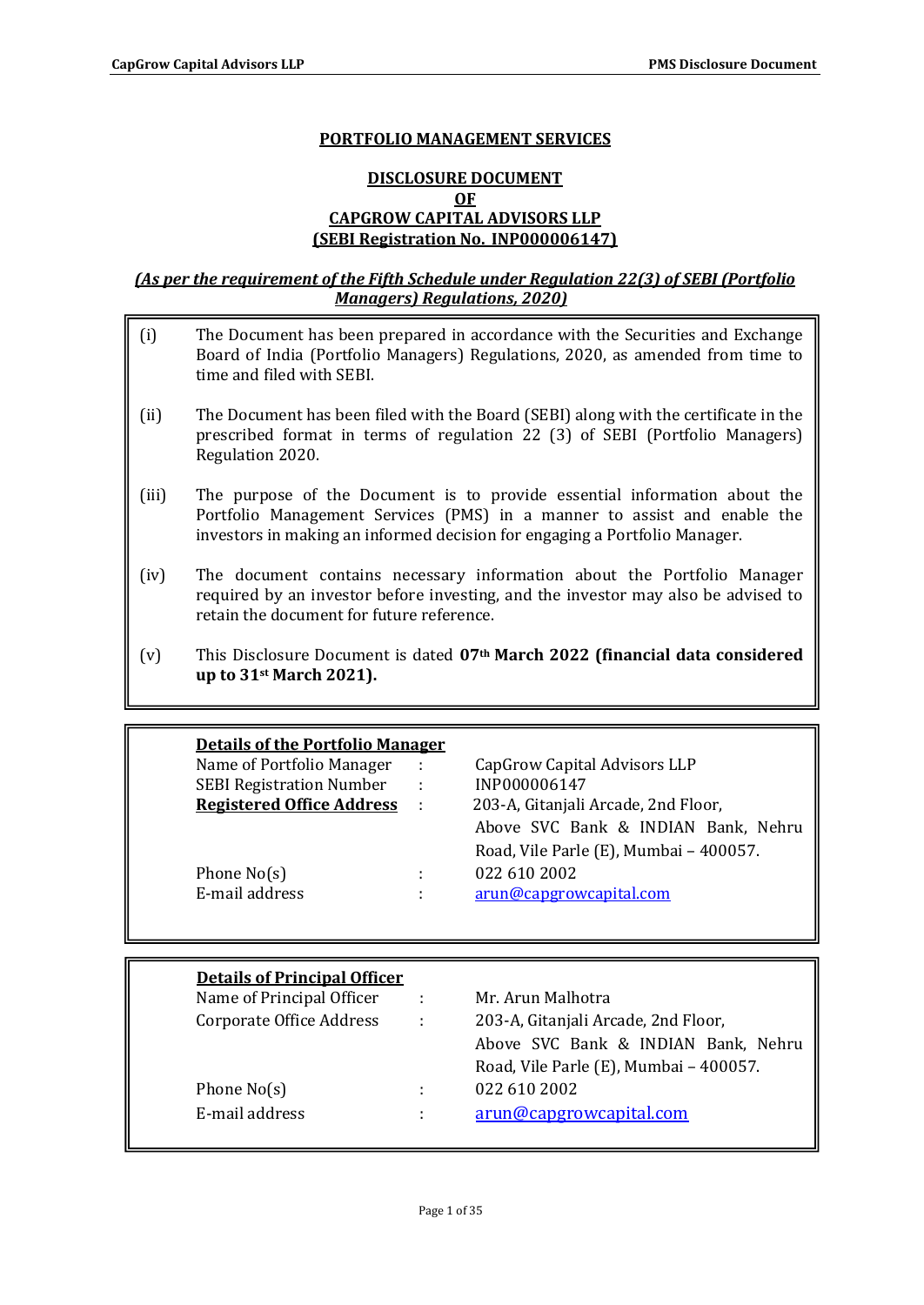# PORTFOLIO MANAGEMENT SERVICES

## DISCLOSURE DOCUMENT
## OF
## CAPGROW CAPITAL ADVISORS LLP
## (SEBI Registration No. INP000006147)

***(As per the requirement of the Fifth Schedule under Regulation 22(3) of SEBI (Portfolio Managers) Regulations, 2020)***

(i) The Document has been prepared in accordance with the Securities and Exchange Board of India (Portfolio Managers) Regulations, 2020, as amended from time to time and filed with SEBI.

(ii) The Document has been filed with the Board (SEBI) along with the certificate in the prescribed format in terms of regulation 22 (3) of SEBI (Portfolio Managers) Regulation 2020.

(iii) The purpose of the Document is to provide essential information about the Portfolio Management Services (PMS) in a manner to assist and enable the investors in making an informed decision for engaging a Portfolio Manager.

(iv) The document contains necessary information about the Portfolio Manager required by an investor before investing, and the investor may also be advised to retain the document for future reference.

(v) This Disclosure Document is dated **07th March 2022 (financial data considered up to 31st March 2021).**

**Details of the Portfolio Manager**

| | | |
|---|---|---|
| Name of Portfolio Manager | : | CapGrow Capital Advisors LLP |
| SEBI Registration Number | : | INP000006147 |
| **Registered Office Address** | : | 203-A, Gitanjali Arcade, 2nd Floor, Above SVC Bank & INDIAN Bank, Nehru Road, Vile Parle (E), Mumbai – 400057. |
| Phone No(s) | : | 022 610 2002 |
| E-mail address | : | arun@capgrowcapital.com |

**Details of Principal Officer**

| | | |
|---|---|---|
| Name of Principal Officer | : | Mr. Arun Malhotra |
| Corporate Office Address | : | 203-A, Gitanjali Arcade, 2nd Floor, Above SVC Bank & INDIAN Bank, Nehru Road, Vile Parle (E), Mumbai – 400057. |
| Phone No(s) | : | 022 610 2002 |
| E-mail address | : | arun@capgrowcapital.com |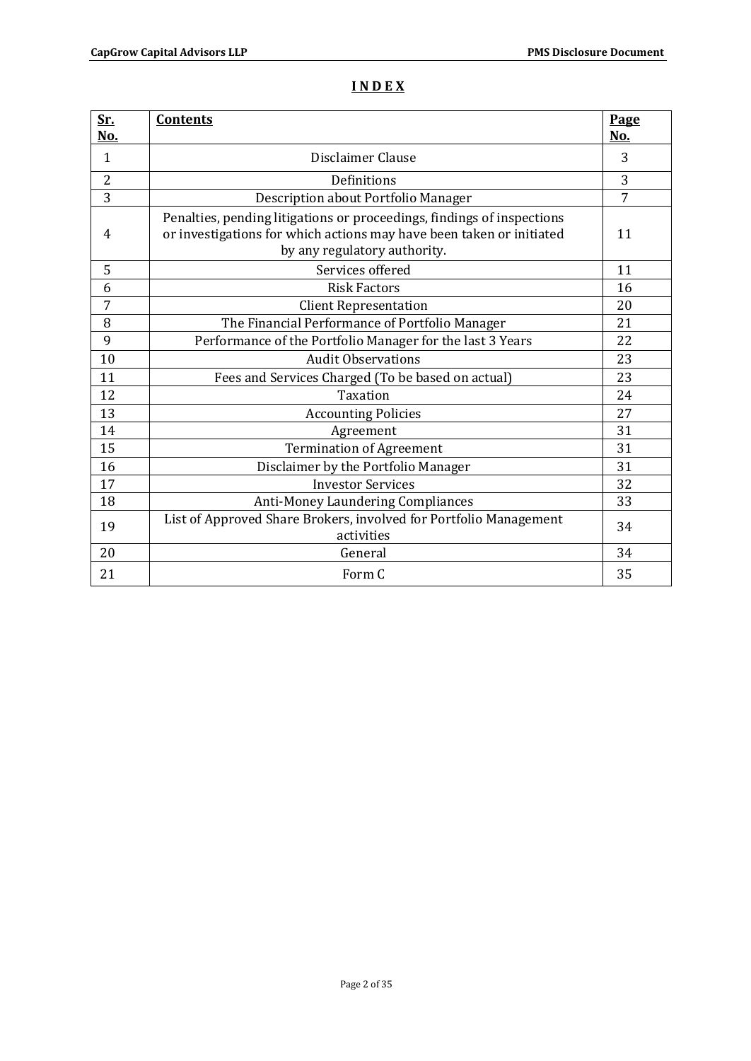# INDEX

| Sr. No. | Contents | Page No. |
|---|---|---|
| 1 | Disclaimer Clause | 3 |
| 2 | Definitions | 3 |
| 3 | Description about Portfolio Manager | 7 |
| 4 | Penalties, pending litigations or proceedings, findings of inspections or investigations for which actions may have been taken or initiated by any regulatory authority. | 11 |
| 5 | Services offered | 11 |
| 6 | Risk Factors | 16 |
| 7 | Client Representation | 20 |
| 8 | The Financial Performance of Portfolio Manager | 21 |
| 9 | Performance of the Portfolio Manager for the last 3 Years | 22 |
| 10 | Audit Observations | 23 |
| 11 | Fees and Services Charged (To be based on actual) | 23 |
| 12 | Taxation | 24 |
| 13 | Accounting Policies | 27 |
| 14 | Agreement | 31 |
| 15 | Termination of Agreement | 31 |
| 16 | Disclaimer by the Portfolio Manager | 31 |
| 17 | Investor Services | 32 |
| 18 | Anti-Money Laundering Compliances | 33 |
| 19 | List of Approved Share Brokers, involved for Portfolio Management activities | 34 |
| 20 | General | 34 |
| 21 | Form C | 35 |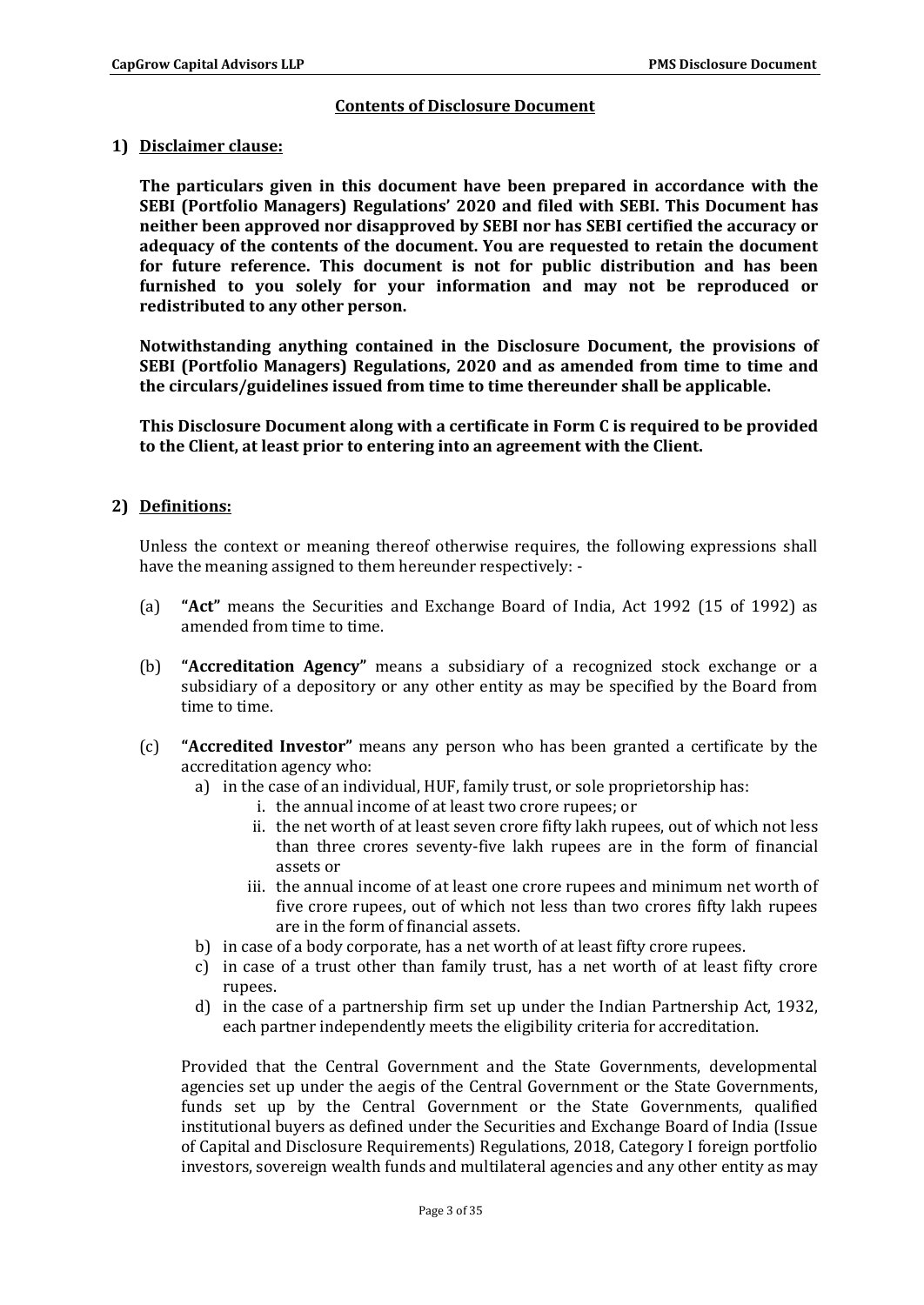## Contents of Disclosure Document

### 1) Disclaimer clause:

**The particulars given in this document have been prepared in accordance with the SEBI (Portfolio Managers) Regulations' 2020 and filed with SEBI. This Document has neither been approved nor disapproved by SEBI nor has SEBI certified the accuracy or adequacy of the contents of the document. You are requested to retain the document for future reference. This document is not for public distribution and has been furnished to you solely for your information and may not be reproduced or redistributed to any other person.**

**Notwithstanding anything contained in the Disclosure Document, the provisions of SEBI (Portfolio Managers) Regulations, 2020 and as amended from time to time and the circulars/guidelines issued from time to time thereunder shall be applicable.**

**This Disclosure Document along with a certificate in Form C is required to be provided to the Client, at least prior to entering into an agreement with the Client.**

### 2) Definitions:

Unless the context or meaning thereof otherwise requires, the following expressions shall have the meaning assigned to them hereunder respectively: -

(a) **"Act"** means the Securities and Exchange Board of India, Act 1992 (15 of 1992) as amended from time to time.

(b) **"Accreditation Agency"** means a subsidiary of a recognized stock exchange or a subsidiary of a depository or any other entity as may be specified by the Board from time to time.

(c) **"Accredited Investor"** means any person who has been granted a certificate by the accreditation agency who:

- a) in the case of an individual, HUF, family trust, or sole proprietorship has:
  - i. the annual income of at least two crore rupees; or
  - ii. the net worth of at least seven crore fifty lakh rupees, out of which not less than three crores seventy-five lakh rupees are in the form of financial assets or
  - iii. the annual income of at least one crore rupees and minimum net worth of five crore rupees, out of which not less than two crores fifty lakh rupees are in the form of financial assets.
- b) in case of a body corporate, has a net worth of at least fifty crore rupees.
- c) in case of a trust other than family trust, has a net worth of at least fifty crore rupees.
- d) in the case of a partnership firm set up under the Indian Partnership Act, 1932, each partner independently meets the eligibility criteria for accreditation.

Provided that the Central Government and the State Governments, developmental agencies set up under the aegis of the Central Government or the State Governments, funds set up by the Central Government or the State Governments, qualified institutional buyers as defined under the Securities and Exchange Board of India (Issue of Capital and Disclosure Requirements) Regulations, 2018, Category I foreign portfolio investors, sovereign wealth funds and multilateral agencies and any other entity as may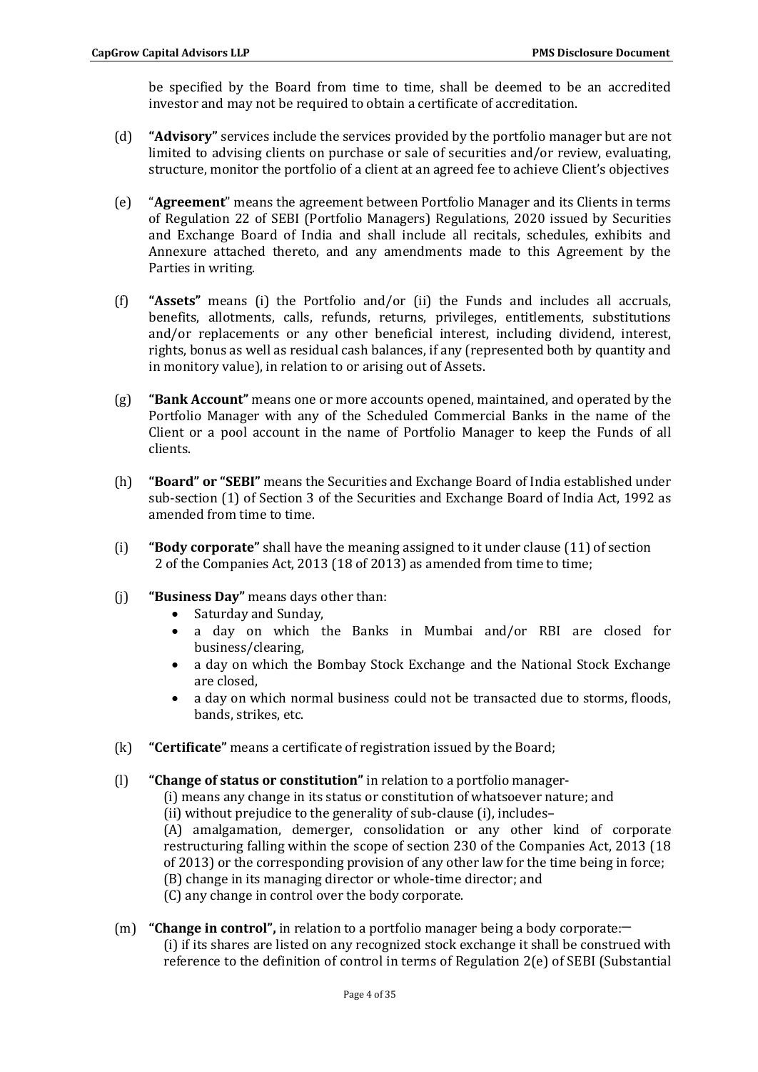be specified by the Board from time to time, shall be deemed to be an accredited investor and may not be required to obtain a certificate of accreditation.

(d) **"Advisory"** services include the services provided by the portfolio manager but are not limited to advising clients on purchase or sale of securities and/or review, evaluating, structure, monitor the portfolio of a client at an agreed fee to achieve Client's objectives

(e) "**Agreement**" means the agreement between Portfolio Manager and its Clients in terms of Regulation 22 of SEBI (Portfolio Managers) Regulations, 2020 issued by Securities and Exchange Board of India and shall include all recitals, schedules, exhibits and Annexure attached thereto, and any amendments made to this Agreement by the Parties in writing.

(f) **"Assets"** means (i) the Portfolio and/or (ii) the Funds and includes all accruals, benefits, allotments, calls, refunds, returns, privileges, entitlements, substitutions and/or replacements or any other beneficial interest, including dividend, interest, rights, bonus as well as residual cash balances, if any (represented both by quantity and in monitory value), in relation to or arising out of Assets.

(g) **"Bank Account"** means one or more accounts opened, maintained, and operated by the Portfolio Manager with any of the Scheduled Commercial Banks in the name of the Client or a pool account in the name of Portfolio Manager to keep the Funds of all clients.

(h) **"Board" or "SEBI"** means the Securities and Exchange Board of India established under sub-section (1) of Section 3 of the Securities and Exchange Board of India Act, 1992 as amended from time to time.

(i) **"Body corporate"** shall have the meaning assigned to it under clause (11) of section 2 of the Companies Act, 2013 (18 of 2013) as amended from time to time;

(j) **"Business Day"** means days other than:
   - Saturday and Sunday,
   - a day on which the Banks in Mumbai and/or RBI are closed for business/clearing,
   - a day on which the Bombay Stock Exchange and the National Stock Exchange are closed,
   - a day on which normal business could not be transacted due to storms, floods, bands, strikes, etc.

(k) **"Certificate"** means a certificate of registration issued by the Board;

(l) **"Change of status or constitution"** in relation to a portfolio manager-
   (i) means any change in its status or constitution of whatsoever nature; and
   (ii) without prejudice to the generality of sub-clause (i), includes–
   (A) amalgamation, demerger, consolidation or any other kind of corporate restructuring falling within the scope of section 230 of the Companies Act, 2013 (18 of 2013) or the corresponding provision of any other law for the time being in force;
   (B) change in its managing director or whole-time director; and
   (C) any change in control over the body corporate.

(m) **"Change in control",** in relation to a portfolio manager being a body corporate:—
   (i) if its shares are listed on any recognized stock exchange it shall be construed with reference to the definition of control in terms of Regulation 2(e) of SEBI (Substantial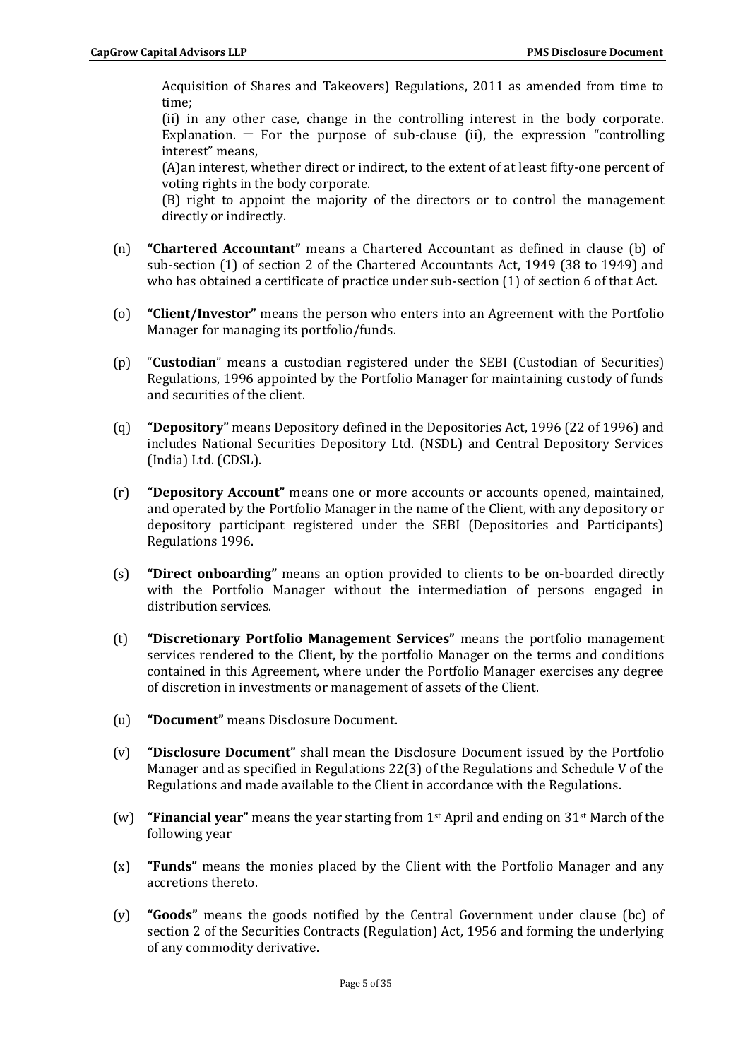Acquisition of Shares and Takeovers) Regulations, 2011 as amended from time to time;

(ii) in any other case, change in the controlling interest in the body corporate. Explanation. — For the purpose of sub-clause (ii), the expression "controlling interest" means,

(A)an interest, whether direct or indirect, to the extent of at least fifty-one percent of voting rights in the body corporate.

(B) right to appoint the majority of the directors or to control the management directly or indirectly.

(n) **"Chartered Accountant"** means a Chartered Accountant as defined in clause (b) of sub-section (1) of section 2 of the Chartered Accountants Act, 1949 (38 to 1949) and who has obtained a certificate of practice under sub-section (1) of section 6 of that Act.

(o) **"Client/Investor"** means the person who enters into an Agreement with the Portfolio Manager for managing its portfolio/funds.

(p) "**Custodian**" means a custodian registered under the SEBI (Custodian of Securities) Regulations, 1996 appointed by the Portfolio Manager for maintaining custody of funds and securities of the client.

(q) **"Depository"** means Depository defined in the Depositories Act, 1996 (22 of 1996) and includes National Securities Depository Ltd. (NSDL) and Central Depository Services (India) Ltd. (CDSL).

(r) **"Depository Account"** means one or more accounts or accounts opened, maintained, and operated by the Portfolio Manager in the name of the Client, with any depository or depository participant registered under the SEBI (Depositories and Participants) Regulations 1996.

(s) **"Direct onboarding"** means an option provided to clients to be on-boarded directly with the Portfolio Manager without the intermediation of persons engaged in distribution services.

(t) **"Discretionary Portfolio Management Services"** means the portfolio management services rendered to the Client, by the portfolio Manager on the terms and conditions contained in this Agreement, where under the Portfolio Manager exercises any degree of discretion in investments or management of assets of the Client.

(u) **"Document"** means Disclosure Document.

(v) **"Disclosure Document"** shall mean the Disclosure Document issued by the Portfolio Manager and as specified in Regulations 22(3) of the Regulations and Schedule V of the Regulations and made available to the Client in accordance with the Regulations.

(w) **"Financial year"** means the year starting from 1st April and ending on 31st March of the following year

(x) **"Funds"** means the monies placed by the Client with the Portfolio Manager and any accretions thereto.

(y) **"Goods"** means the goods notified by the Central Government under clause (bc) of section 2 of the Securities Contracts (Regulation) Act, 1956 and forming the underlying of any commodity derivative.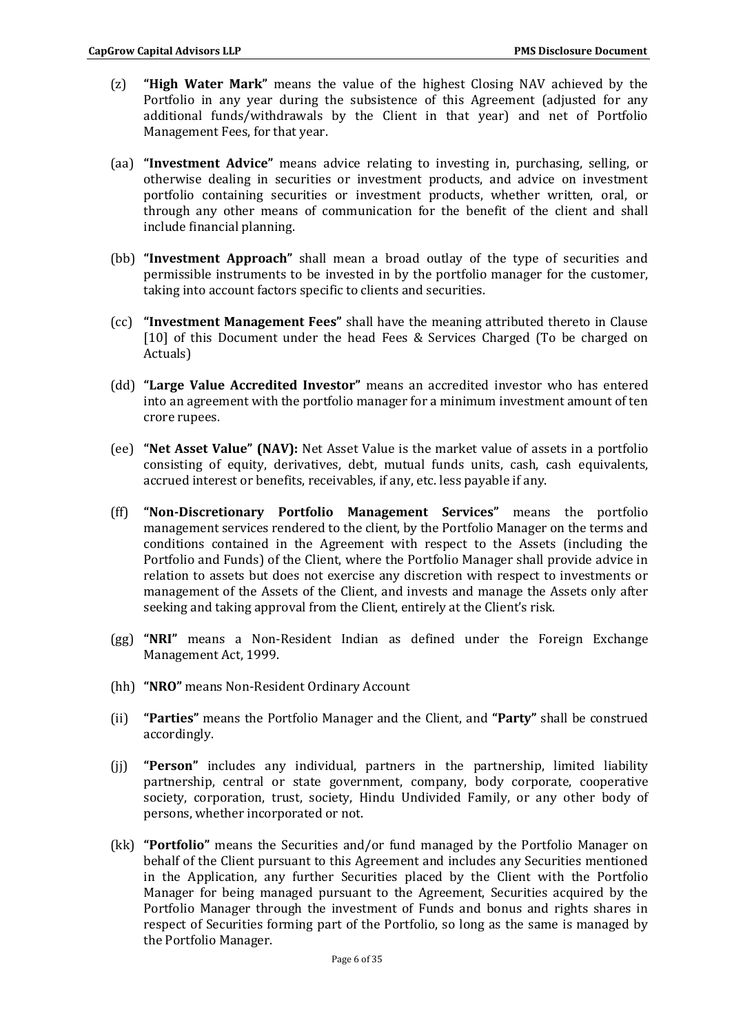(z) **"High Water Mark"** means the value of the highest Closing NAV achieved by the Portfolio in any year during the subsistence of this Agreement (adjusted for any additional funds/withdrawals by the Client in that year) and net of Portfolio Management Fees, for that year.

(aa) **"Investment Advice"** means advice relating to investing in, purchasing, selling, or otherwise dealing in securities or investment products, and advice on investment portfolio containing securities or investment products, whether written, oral, or through any other means of communication for the benefit of the client and shall include financial planning.

(bb) **"Investment Approach"** shall mean a broad outlay of the type of securities and permissible instruments to be invested in by the portfolio manager for the customer, taking into account factors specific to clients and securities.

(cc) **"Investment Management Fees"** shall have the meaning attributed thereto in Clause [10] of this Document under the head Fees & Services Charged (To be charged on Actuals)

(dd) **"Large Value Accredited Investor"** means an accredited investor who has entered into an agreement with the portfolio manager for a minimum investment amount of ten crore rupees.

(ee) **"Net Asset Value" (NAV):** Net Asset Value is the market value of assets in a portfolio consisting of equity, derivatives, debt, mutual funds units, cash, cash equivalents, accrued interest or benefits, receivables, if any, etc. less payable if any.

(ff) **"Non-Discretionary Portfolio Management Services"** means the portfolio management services rendered to the client, by the Portfolio Manager on the terms and conditions contained in the Agreement with respect to the Assets (including the Portfolio and Funds) of the Client, where the Portfolio Manager shall provide advice in relation to assets but does not exercise any discretion with respect to investments or management of the Assets of the Client, and invests and manage the Assets only after seeking and taking approval from the Client, entirely at the Client's risk.

(gg) **"NRI"** means a Non-Resident Indian as defined under the Foreign Exchange Management Act, 1999.

(hh) **"NRO"** means Non-Resident Ordinary Account

(ii) **"Parties"** means the Portfolio Manager and the Client, and **"Party"** shall be construed accordingly.

(jj) **"Person"** includes any individual, partners in the partnership, limited liability partnership, central or state government, company, body corporate, cooperative society, corporation, trust, society, Hindu Undivided Family, or any other body of persons, whether incorporated or not.

(kk) **"Portfolio"** means the Securities and/or fund managed by the Portfolio Manager on behalf of the Client pursuant to this Agreement and includes any Securities mentioned in the Application, any further Securities placed by the Client with the Portfolio Manager for being managed pursuant to the Agreement, Securities acquired by the Portfolio Manager through the investment of Funds and bonus and rights shares in respect of Securities forming part of the Portfolio, so long as the same is managed by the Portfolio Manager.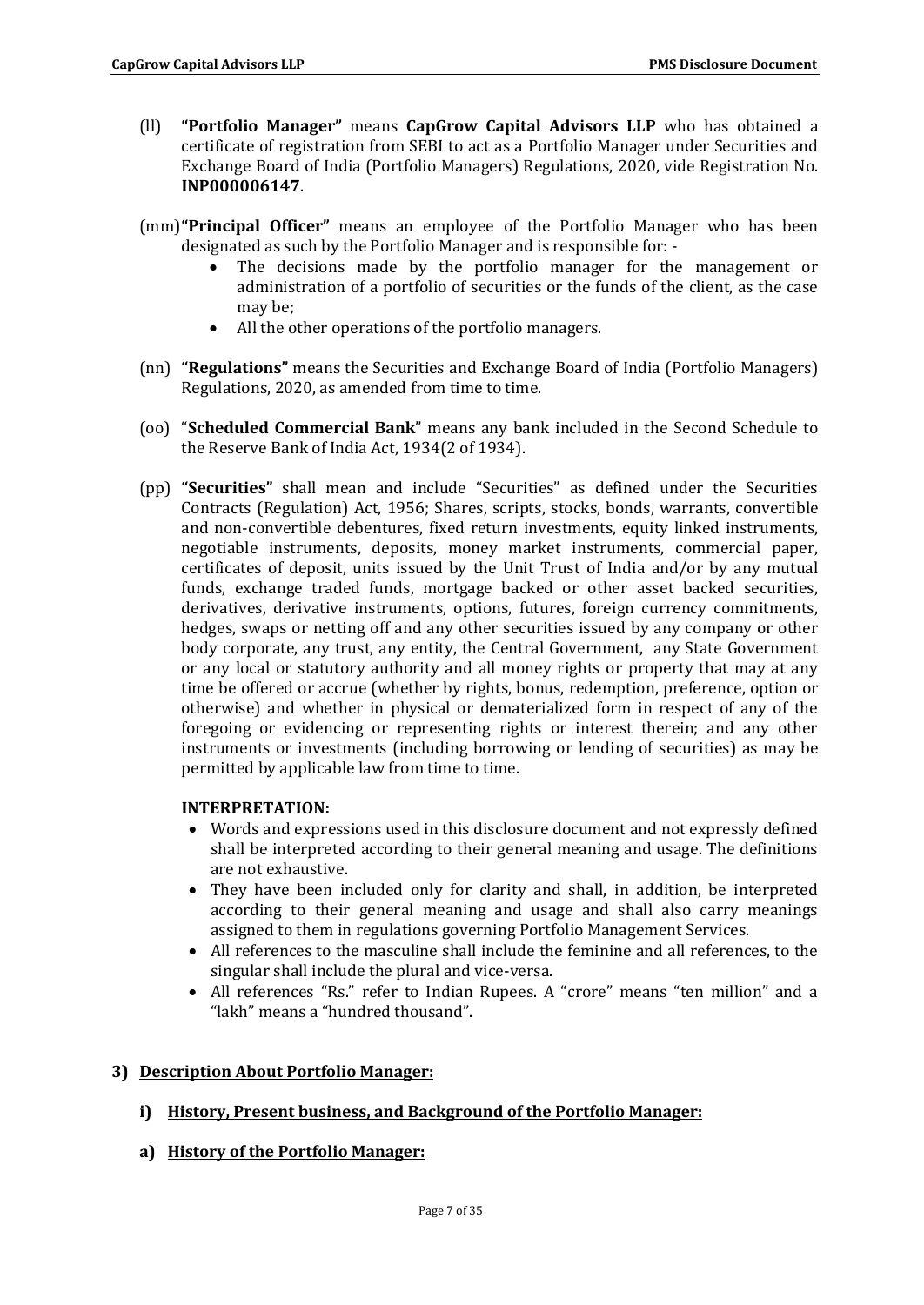(ll) **"Portfolio Manager"** means **CapGrow Capital Advisors LLP** who has obtained a certificate of registration from SEBI to act as a Portfolio Manager under Securities and Exchange Board of India (Portfolio Managers) Regulations, 2020, vide Registration No. **INP000006147**.

(mm) **"Principal Officer"** means an employee of the Portfolio Manager who has been designated as such by the Portfolio Manager and is responsible for: -

- The decisions made by the portfolio manager for the management or administration of a portfolio of securities or the funds of the client, as the case may be;
- All the other operations of the portfolio managers.

(nn) **"Regulations"** means the Securities and Exchange Board of India (Portfolio Managers) Regulations, 2020, as amended from time to time.

(oo) "**Scheduled Commercial Bank**" means any bank included in the Second Schedule to the Reserve Bank of India Act, 1934(2 of 1934).

(pp) **"Securities"** shall mean and include "Securities" as defined under the Securities Contracts (Regulation) Act, 1956; Shares, scripts, stocks, bonds, warrants, convertible and non-convertible debentures, fixed return investments, equity linked instruments, negotiable instruments, deposits, money market instruments, commercial paper, certificates of deposit, units issued by the Unit Trust of India and/or by any mutual funds, exchange traded funds, mortgage backed or other asset backed securities, derivatives, derivative instruments, options, futures, foreign currency commitments, hedges, swaps or netting off and any other securities issued by any company or other body corporate, any trust, any entity, the Central Government, any State Government or any local or statutory authority and all money rights or property that may at any time be offered or accrue (whether by rights, bonus, redemption, preference, option or otherwise) and whether in physical or dematerialized form in respect of any of the foregoing or evidencing or representing rights or interest therein; and any other instruments or investments (including borrowing or lending of securities) as may be permitted by applicable law from time to time.

**INTERPRETATION:**

- Words and expressions used in this disclosure document and not expressly defined shall be interpreted according to their general meaning and usage. The definitions are not exhaustive.
- They have been included only for clarity and shall, in addition, be interpreted according to their general meaning and usage and shall also carry meanings assigned to them in regulations governing Portfolio Management Services.
- All references to the masculine shall include the feminine and all references, to the singular shall include the plural and vice-versa.
- All references "Rs." refer to Indian Rupees. A "crore" means "ten million" and a "lakh" means a "hundred thousand".

## 3) Description About Portfolio Manager:

### i) History, Present business, and Background of the Portfolio Manager:

#### a) History of the Portfolio Manager: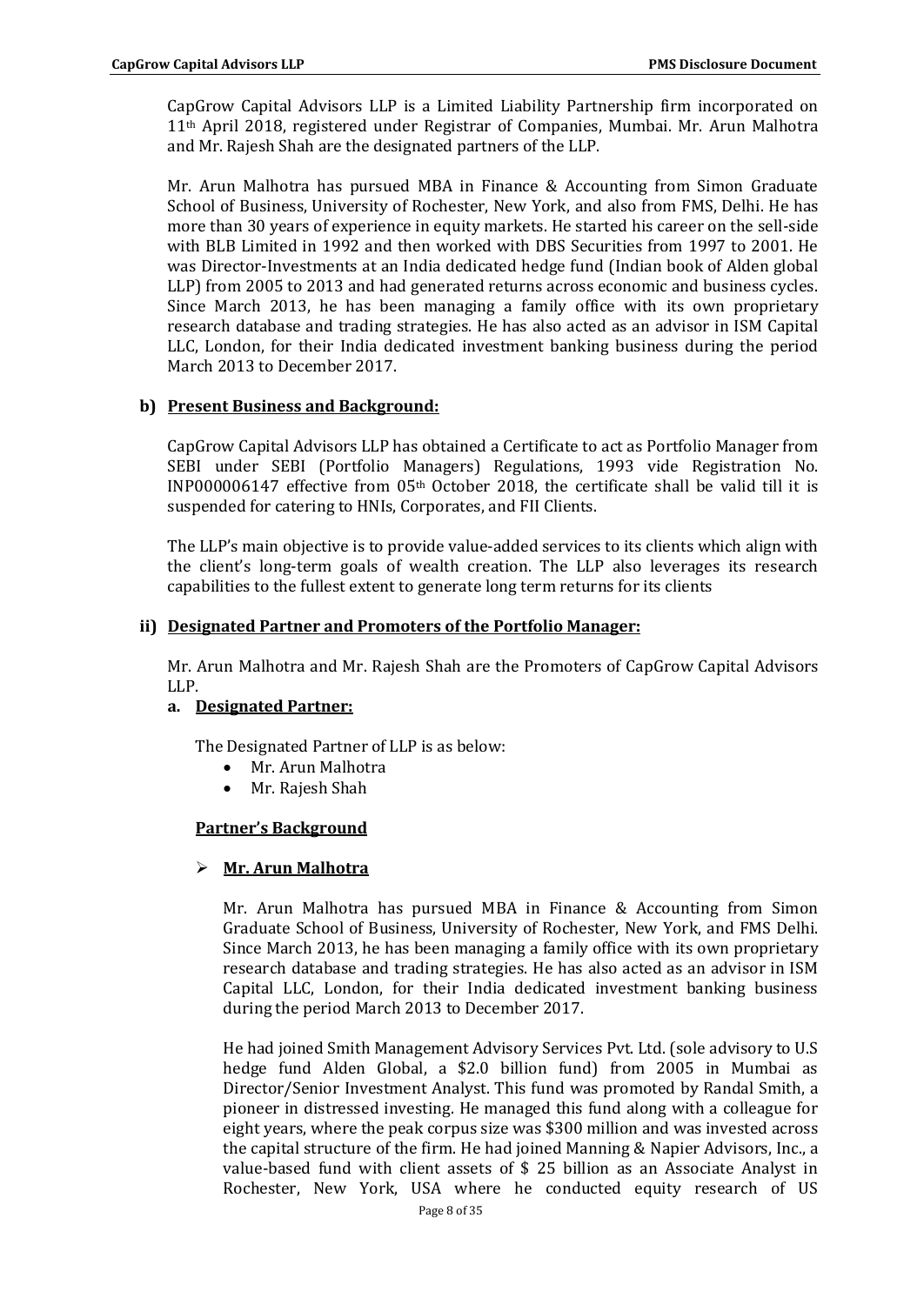CapGrow Capital Advisors LLP is a Limited Liability Partnership firm incorporated on 11th April 2018, registered under Registrar of Companies, Mumbai. Mr. Arun Malhotra and Mr. Rajesh Shah are the designated partners of the LLP.

Mr. Arun Malhotra has pursued MBA in Finance & Accounting from Simon Graduate School of Business, University of Rochester, New York, and also from FMS, Delhi. He has more than 30 years of experience in equity markets. He started his career on the sell-side with BLB Limited in 1992 and then worked with DBS Securities from 1997 to 2001. He was Director-Investments at an India dedicated hedge fund (Indian book of Alden global LLP) from 2005 to 2013 and had generated returns across economic and business cycles. Since March 2013, he has been managing a family office with its own proprietary research database and trading strategies. He has also acted as an advisor in ISM Capital LLC, London, for their India dedicated investment banking business during the period March 2013 to December 2017.

**b) Present Business and Background:**

CapGrow Capital Advisors LLP has obtained a Certificate to act as Portfolio Manager from SEBI under SEBI (Portfolio Managers) Regulations, 1993 vide Registration No. INP000006147 effective from 05th October 2018, the certificate shall be valid till it is suspended for catering to HNIs, Corporates, and FII Clients.

The LLP's main objective is to provide value-added services to its clients which align with the client's long-term goals of wealth creation. The LLP also leverages its research capabilities to the fullest extent to generate long term returns for its clients

**ii) Designated Partner and Promoters of the Portfolio Manager:**

Mr. Arun Malhotra and Mr. Rajesh Shah are the Promoters of CapGrow Capital Advisors LLP.

**a. Designated Partner:**

The Designated Partner of LLP is as below:

- Mr. Arun Malhotra
- Mr. Rajesh Shah

**Partner's Background**

- **Mr. Arun Malhotra**

Mr. Arun Malhotra has pursued MBA in Finance & Accounting from Simon Graduate School of Business, University of Rochester, New York, and FMS Delhi. Since March 2013, he has been managing a family office with its own proprietary research database and trading strategies. He has also acted as an advisor in ISM Capital LLC, London, for their India dedicated investment banking business during the period March 2013 to December 2017.

He had joined Smith Management Advisory Services Pvt. Ltd. (sole advisory to U.S hedge fund Alden Global, a $2.0 billion fund) from 2005 in Mumbai as Director/Senior Investment Analyst. This fund was promoted by Randal Smith, a pioneer in distressed investing. He managed this fund along with a colleague for eight years, where the peak corpus size was $300 million and was invested across the capital structure of the firm. He had joined Manning & Napier Advisors, Inc., a value-based fund with client assets of $ 25 billion as an Associate Analyst in Rochester, New York, USA where he conducted equity research of US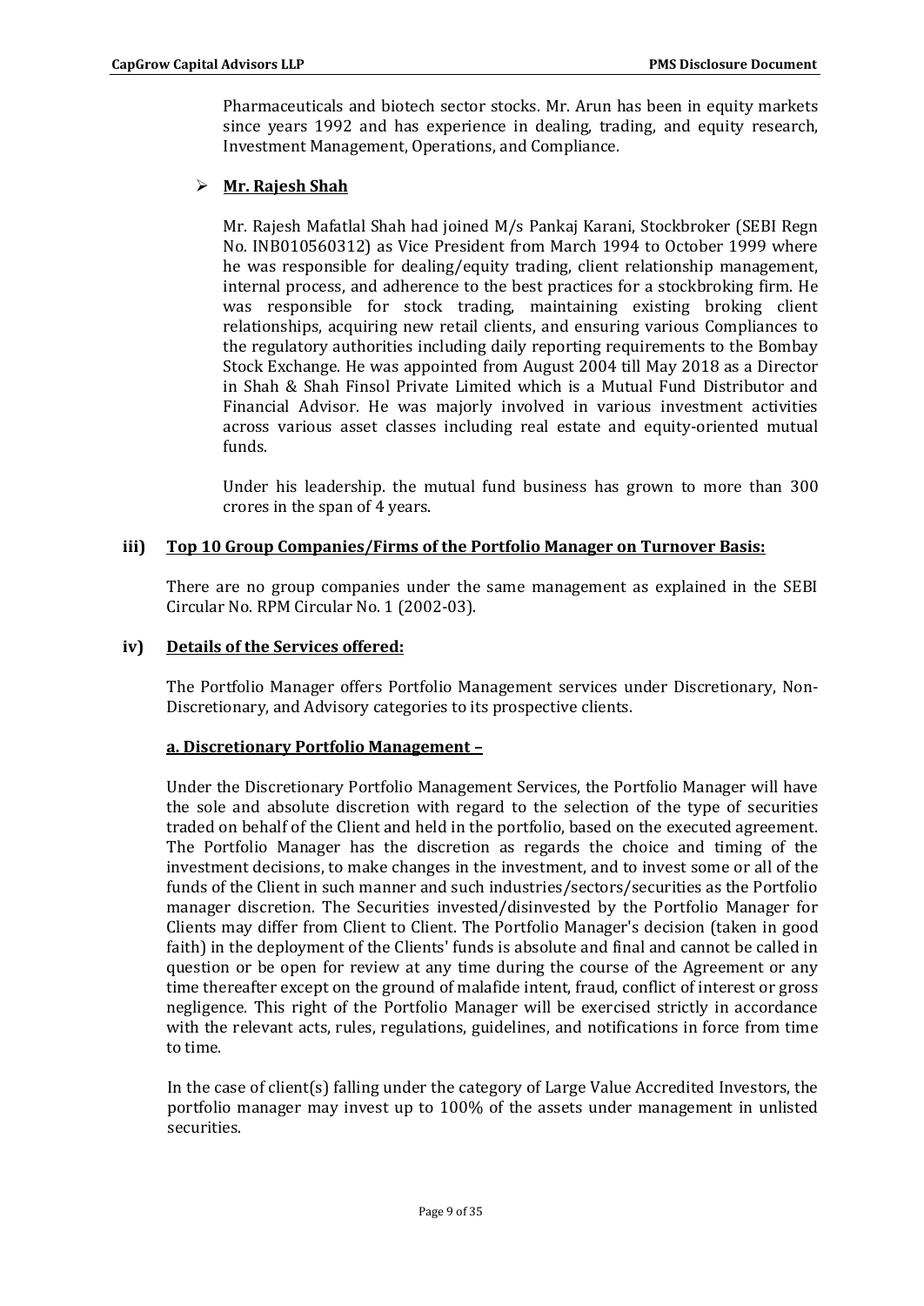Pharmaceuticals and biotech sector stocks. Mr. Arun has been in equity markets since years 1992 and has experience in dealing, trading, and equity research, Investment Management, Operations, and Compliance.

- **Mr. Rajesh Shah**

  Mr. Rajesh Mafatlal Shah had joined M/s Pankaj Karani, Stockbroker (SEBI Regn No. INB010560312) as Vice President from March 1994 to October 1999 where he was responsible for dealing/equity trading, client relationship management, internal process, and adherence to the best practices for a stockbroking firm. He was responsible for stock trading, maintaining existing broking client relationships, acquiring new retail clients, and ensuring various Compliances to the regulatory authorities including daily reporting requirements to the Bombay Stock Exchange. He was appointed from August 2004 till May 2018 as a Director in Shah & Shah Finsol Private Limited which is a Mutual Fund Distributor and Financial Advisor. He was majorly involved in various investment activities across various asset classes including real estate and equity-oriented mutual funds.

  Under his leadership. the mutual fund business has grown to more than 300 crores in the span of 4 years.

### iii) Top 10 Group Companies/Firms of the Portfolio Manager on Turnover Basis:

There are no group companies under the same management as explained in the SEBI Circular No. RPM Circular No. 1 (2002-03).

### iv) Details of the Services offered:

The Portfolio Manager offers Portfolio Management services under Discretionary, Non-Discretionary, and Advisory categories to its prospective clients.

#### a. Discretionary Portfolio Management –

Under the Discretionary Portfolio Management Services, the Portfolio Manager will have the sole and absolute discretion with regard to the selection of the type of securities traded on behalf of the Client and held in the portfolio, based on the executed agreement. The Portfolio Manager has the discretion as regards the choice and timing of the investment decisions, to make changes in the investment, and to invest some or all of the funds of the Client in such manner and such industries/sectors/securities as the Portfolio manager discretion. The Securities invested/disinvested by the Portfolio Manager for Clients may differ from Client to Client. The Portfolio Manager's decision (taken in good faith) in the deployment of the Clients' funds is absolute and final and cannot be called in question or be open for review at any time during the course of the Agreement or any time thereafter except on the ground of malafide intent, fraud, conflict of interest or gross negligence. This right of the Portfolio Manager will be exercised strictly in accordance with the relevant acts, rules, regulations, guidelines, and notifications in force from time to time.

In the case of client(s) falling under the category of Large Value Accredited Investors, the portfolio manager may invest up to 100% of the assets under management in unlisted securities.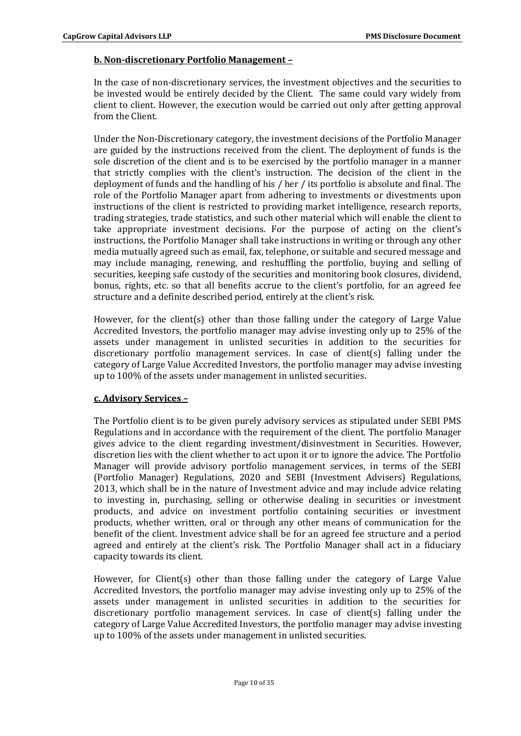**b. Non-discretionary Portfolio Management –**

In the case of non-discretionary services, the investment objectives and the securities to be invested would be entirely decided by the Client. The same could vary widely from client to client. However, the execution would be carried out only after getting approval from the Client.

Under the Non-Discretionary category, the investment decisions of the Portfolio Manager are guided by the instructions received from the client. The deployment of funds is the sole discretion of the client and is to be exercised by the portfolio manager in a manner that strictly complies with the client's instruction. The decision of the client in the deployment of funds and the handling of his / her / its portfolio is absolute and final. The role of the Portfolio Manager apart from adhering to investments or divestments upon instructions of the client is restricted to providing market intelligence, research reports, trading strategies, trade statistics, and such other material which will enable the client to take appropriate investment decisions. For the purpose of acting on the client's instructions, the Portfolio Manager shall take instructions in writing or through any other media mutually agreed such as email, fax, telephone, or suitable and secured message and may include managing, renewing, and reshuffling the portfolio, buying and selling of securities, keeping safe custody of the securities and monitoring book closures, dividend, bonus, rights, etc. so that all benefits accrue to the client's portfolio, for an agreed fee structure and a definite described period, entirely at the client's risk.

However, for the client(s) other than those falling under the category of Large Value Accredited Investors, the portfolio manager may advise investing only up to 25% of the assets under management in unlisted securities in addition to the securities for discretionary portfolio management services. In case of client(s) falling under the category of Large Value Accredited Investors, the portfolio manager may advise investing up to 100% of the assets under management in unlisted securities.

**c. Advisory Services –**

The Portfolio client is to be given purely advisory services as stipulated under SEBI PMS Regulations and in accordance with the requirement of the client. The portfolio Manager gives advice to the client regarding investment/disinvestment in Securities. However, discretion lies with the client whether to act upon it or to ignore the advice. The Portfolio Manager will provide advisory portfolio management services, in terms of the SEBI (Portfolio Manager) Regulations, 2020 and SEBI (Investment Advisers) Regulations, 2013, which shall be in the nature of Investment advice and may include advice relating to investing in, purchasing, selling or otherwise dealing in securities or investment products, and advice on investment portfolio containing securities or investment products, whether written, oral or through any other means of communication for the benefit of the client. Investment advice shall be for an agreed fee structure and a period agreed and entirely at the client's risk. The Portfolio Manager shall act in a fiduciary capacity towards its client.

However, for Client(s) other than those falling under the category of Large Value Accredited Investors, the portfolio manager may advise investing only up to 25% of the assets under management in unlisted securities in addition to the securities for discretionary portfolio management services. In case of client(s) falling under the category of Large Value Accredited Investors, the portfolio manager may advise investing up to 100% of the assets under management in unlisted securities.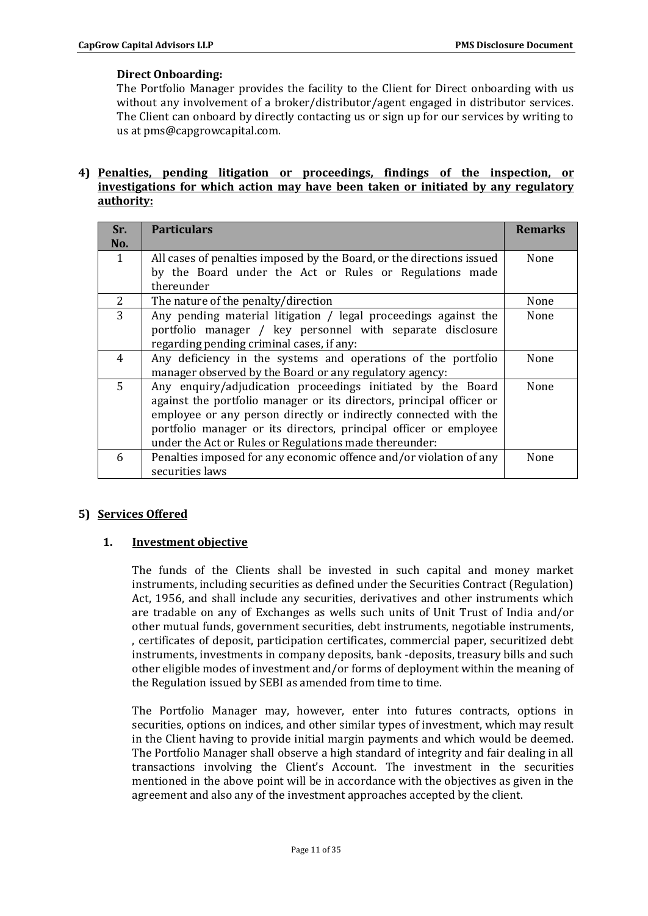**Direct Onboarding:**

The Portfolio Manager provides the facility to the Client for Direct onboarding with us without any involvement of a broker/distributor/agent engaged in distributor services. The Client can onboard by directly contacting us or sign up for our services by writing to us at pms@capgrowcapital.com.

## 4) Penalties, pending litigation or proceedings, findings of the inspection, or investigations for which action may have been taken or initiated by any regulatory authority:

| Sr. No. | Particulars | Remarks |
|---|---|---|
| 1 | All cases of penalties imposed by the Board, or the directions issued by the Board under the Act or Rules or Regulations made thereunder | None |
| 2 | The nature of the penalty/direction | None |
| 3 | Any pending material litigation / legal proceedings against the portfolio manager / key personnel with separate disclosure regarding pending criminal cases, if any: | None |
| 4 | Any deficiency in the systems and operations of the portfolio manager observed by the Board or any regulatory agency: | None |
| 5 | Any enquiry/adjudication proceedings initiated by the Board against the portfolio manager or its directors, principal officer or employee or any person directly or indirectly connected with the portfolio manager or its directors, principal officer or employee under the Act or Rules or Regulations made thereunder: | None |
| 6 | Penalties imposed for any economic offence and/or violation of any securities laws | None |

## 5) Services Offered

### 1. Investment objective

The funds of the Clients shall be invested in such capital and money market instruments, including securities as defined under the Securities Contract (Regulation) Act, 1956, and shall include any securities, derivatives and other instruments which are tradable on any of Exchanges as wells such units of Unit Trust of India and/or other mutual funds, government securities, debt instruments, negotiable instruments, , certificates of deposit, participation certificates, commercial paper, securitized debt instruments, investments in company deposits, bank -deposits, treasury bills and such other eligible modes of investment and/or forms of deployment within the meaning of the Regulation issued by SEBI as amended from time to time.

The Portfolio Manager may, however, enter into futures contracts, options in securities, options on indices, and other similar types of investment, which may result in the Client having to provide initial margin payments and which would be deemed. The Portfolio Manager shall observe a high standard of integrity and fair dealing in all transactions involving the Client's Account. The investment in the securities mentioned in the above point will be in accordance with the objectives as given in the agreement and also any of the investment approaches accepted by the client.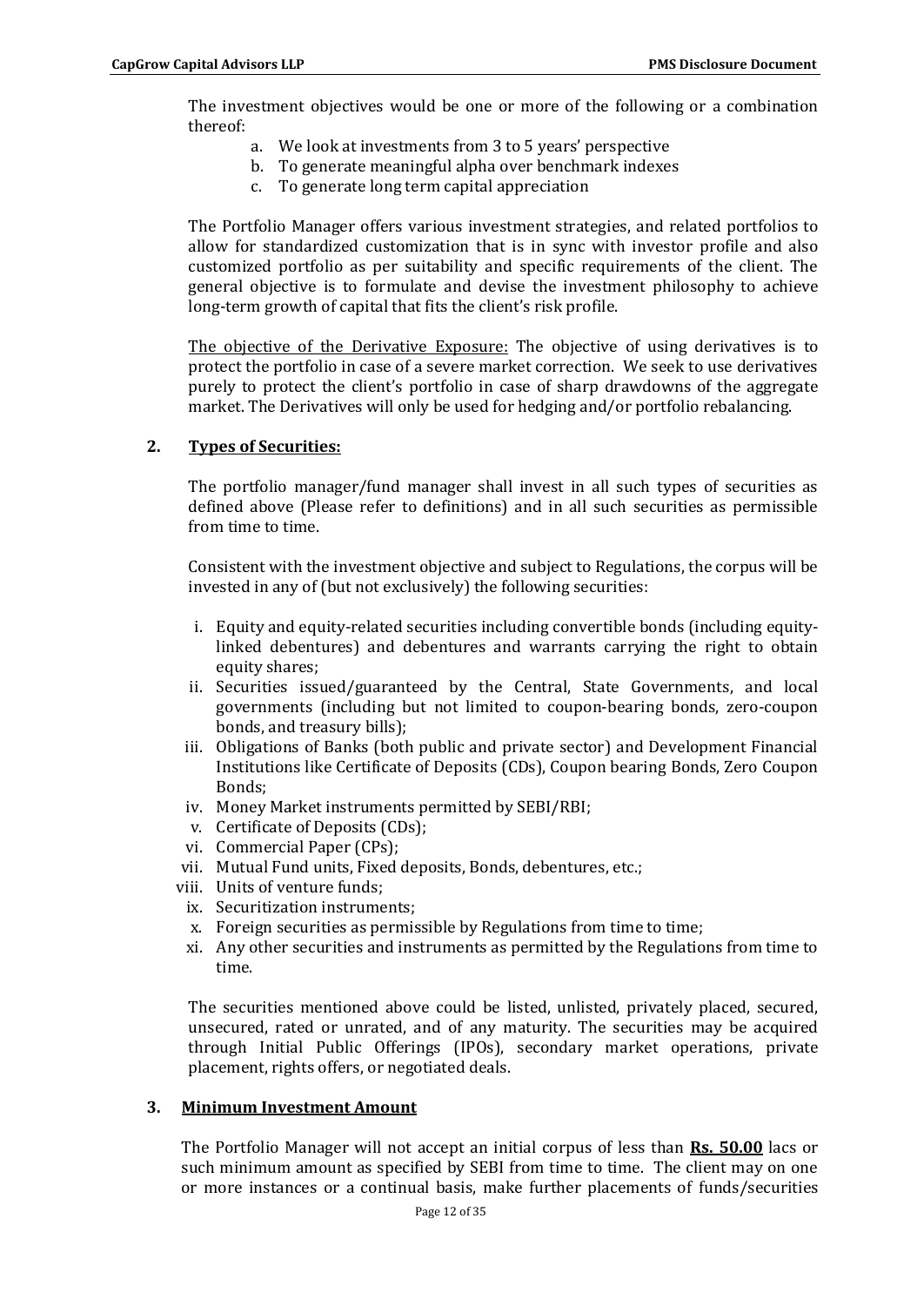The investment objectives would be one or more of the following or a combination thereof:

a. We look at investments from 3 to 5 years' perspective
b. To generate meaningful alpha over benchmark indexes
c. To generate long term capital appreciation

The Portfolio Manager offers various investment strategies, and related portfolios to allow for standardized customization that is in sync with investor profile and also customized portfolio as per suitability and specific requirements of the client. The general objective is to formulate and devise the investment philosophy to achieve long-term growth of capital that fits the client's risk profile.

<u>The objective of the Derivative Exposure:</u> The objective of using derivatives is to protect the portfolio in case of a severe market correction. We seek to use derivatives purely to protect the client's portfolio in case of sharp drawdowns of the aggregate market. The Derivatives will only be used for hedging and/or portfolio rebalancing.

## 2. <u>Types of Securities:</u>

The portfolio manager/fund manager shall invest in all such types of securities as defined above (Please refer to definitions) and in all such securities as permissible from time to time.

Consistent with the investment objective and subject to Regulations, the corpus will be invested in any of (but not exclusively) the following securities:

i. Equity and equity-related securities including convertible bonds (including equity-linked debentures) and debentures and warrants carrying the right to obtain equity shares;
ii. Securities issued/guaranteed by the Central, State Governments, and local governments (including but not limited to coupon-bearing bonds, zero-coupon bonds, and treasury bills);
iii. Obligations of Banks (both public and private sector) and Development Financial Institutions like Certificate of Deposits (CDs), Coupon bearing Bonds, Zero Coupon Bonds;
iv. Money Market instruments permitted by SEBI/RBI;
v. Certificate of Deposits (CDs);
vi. Commercial Paper (CPs);
vii. Mutual Fund units, Fixed deposits, Bonds, debentures, etc.;
viii. Units of venture funds;
ix. Securitization instruments;
x. Foreign securities as permissible by Regulations from time to time;
xi. Any other securities and instruments as permitted by the Regulations from time to time.

The securities mentioned above could be listed, unlisted, privately placed, secured, unsecured, rated or unrated, and of any maturity. The securities may be acquired through Initial Public Offerings (IPOs), secondary market operations, private placement, rights offers, or negotiated deals.

## 3. <u>Minimum Investment Amount</u>

The Portfolio Manager will not accept an initial corpus of less than **<u>Rs. 50.00</u>** lacs or such minimum amount as specified by SEBI from time to time. The client may on one or more instances or a continual basis, make further placements of funds/securities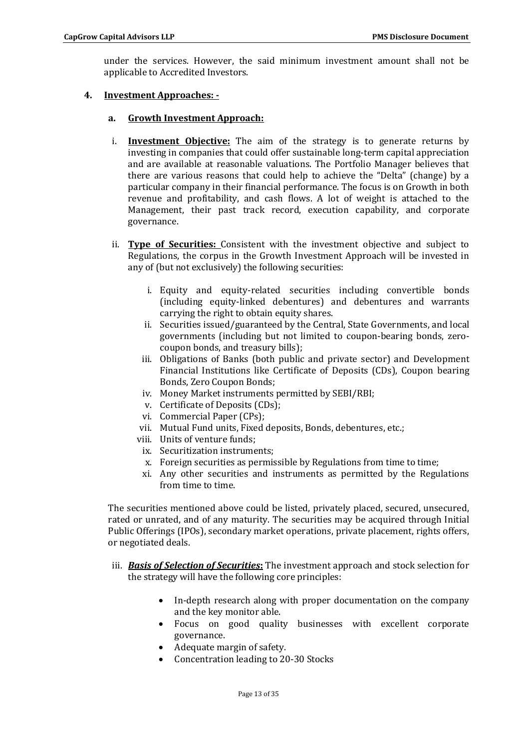under the services. However, the said minimum investment amount shall not be applicable to Accredited Investors.

**4. Investment Approaches: -**

**a. Growth Investment Approach:**

i. **Investment Objective:** The aim of the strategy is to generate returns by investing in companies that could offer sustainable long-term capital appreciation and are available at reasonable valuations. The Portfolio Manager believes that there are various reasons that could help to achieve the "Delta" (change) by a particular company in their financial performance. The focus is on Growth in both revenue and profitability, and cash flows. A lot of weight is attached to the Management, their past track record, execution capability, and corporate governance.

ii. **Type of Securities:** Consistent with the investment objective and subject to Regulations, the corpus in the Growth Investment Approach will be invested in any of (but not exclusively) the following securities:

   i. Equity and equity-related securities including convertible bonds (including equity-linked debentures) and debentures and warrants carrying the right to obtain equity shares.
   ii. Securities issued/guaranteed by the Central, State Governments, and local governments (including but not limited to coupon-bearing bonds, zero-coupon bonds, and treasury bills);
   iii. Obligations of Banks (both public and private sector) and Development Financial Institutions like Certificate of Deposits (CDs), Coupon bearing Bonds, Zero Coupon Bonds;
   iv. Money Market instruments permitted by SEBI/RBI;
   v. Certificate of Deposits (CDs);
   vi. Commercial Paper (CPs);
   vii. Mutual Fund units, Fixed deposits, Bonds, debentures, etc.;
   viii. Units of venture funds;
   ix. Securitization instruments;
   x. Foreign securities as permissible by Regulations from time to time;
   xi. Any other securities and instruments as permitted by the Regulations from time to time.

The securities mentioned above could be listed, privately placed, secured, unsecured, rated or unrated, and of any maturity. The securities may be acquired through Initial Public Offerings (IPOs), secondary market operations, private placement, rights offers, or negotiated deals.

iii. ***Basis of Selection of Securities*:** The investment approach and stock selection for the strategy will have the following core principles:

- In-depth research along with proper documentation on the company and the key monitor able.
- Focus on good quality businesses with excellent corporate governance.
- Adequate margin of safety.
- Concentration leading to 20-30 Stocks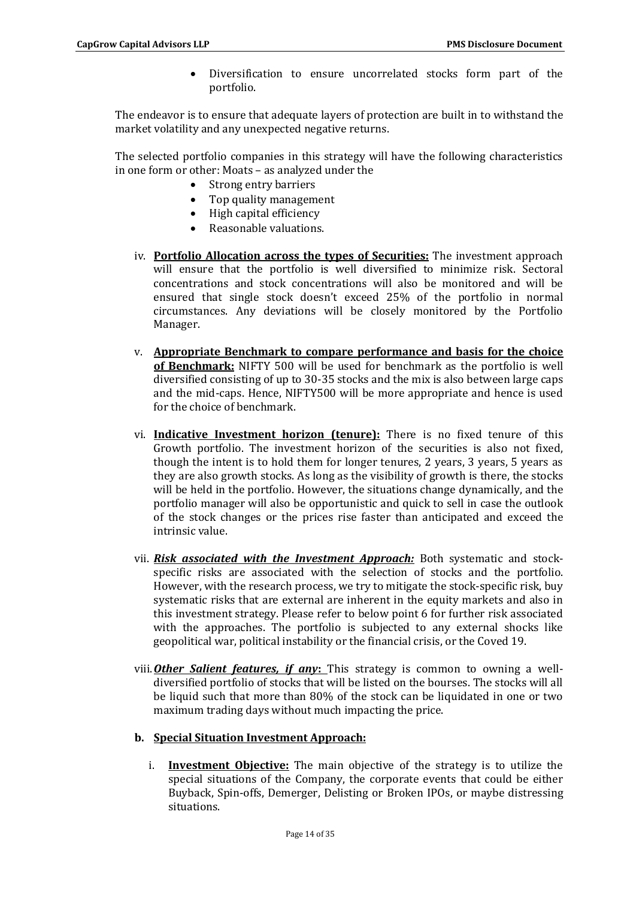- Diversification to ensure uncorrelated stocks form part of the portfolio.

The endeavor is to ensure that adequate layers of protection are built in to withstand the market volatility and any unexpected negative returns.

The selected portfolio companies in this strategy will have the following characteristics in one form or other: Moats – as analyzed under the

- Strong entry barriers
- Top quality management
- High capital efficiency
- Reasonable valuations.

iv. **<u>Portfolio Allocation across the types of Securities:</u>** The investment approach will ensure that the portfolio is well diversified to minimize risk. Sectoral concentrations and stock concentrations will also be monitored and will be ensured that single stock doesn't exceed 25% of the portfolio in normal circumstances. Any deviations will be closely monitored by the Portfolio Manager.

v. **<u>Appropriate Benchmark to compare performance and basis for the choice of Benchmark:</u>** NIFTY 500 will be used for benchmark as the portfolio is well diversified consisting of up to 30-35 stocks and the mix is also between large caps and the mid-caps. Hence, NIFTY500 will be more appropriate and hence is used for the choice of benchmark.

vi. **<u>Indicative Investment horizon (tenure):</u>** There is no fixed tenure of this Growth portfolio. The investment horizon of the securities is also not fixed, though the intent is to hold them for longer tenures, 2 years, 3 years, 5 years as they are also growth stocks. As long as the visibility of growth is there, the stocks will be held in the portfolio. However, the situations change dynamically, and the portfolio manager will also be opportunistic and quick to sell in case the outlook of the stock changes or the prices rise faster than anticipated and exceed the intrinsic value.

vii. ***<u>Risk associated with the Investment Approach:</u>*** Both systematic and stock-specific risks are associated with the selection of stocks and the portfolio. However, with the research process, we try to mitigate the stock-specific risk, buy systematic risks that are external are inherent in the equity markets and also in this investment strategy. Please refer to below point 6 for further risk associated with the approaches. The portfolio is subjected to any external shocks like geopolitical war, political instability or the financial crisis, or the Coved 19.

viii. ***<u>Other Salient features, if any</u>*: ** This strategy is common to owning a well-diversified portfolio of stocks that will be listed on the bourses. The stocks will all be liquid such that more than 80% of the stock can be liquidated in one or two maximum trading days without much impacting the price.

**b. <u>Special Situation Investment Approach:</u>**

i. **<u>Investment Objective:</u>** The main objective of the strategy is to utilize the special situations of the Company, the corporate events that could be either Buyback, Spin-offs, Demerger, Delisting or Broken IPOs, or maybe distressing situations.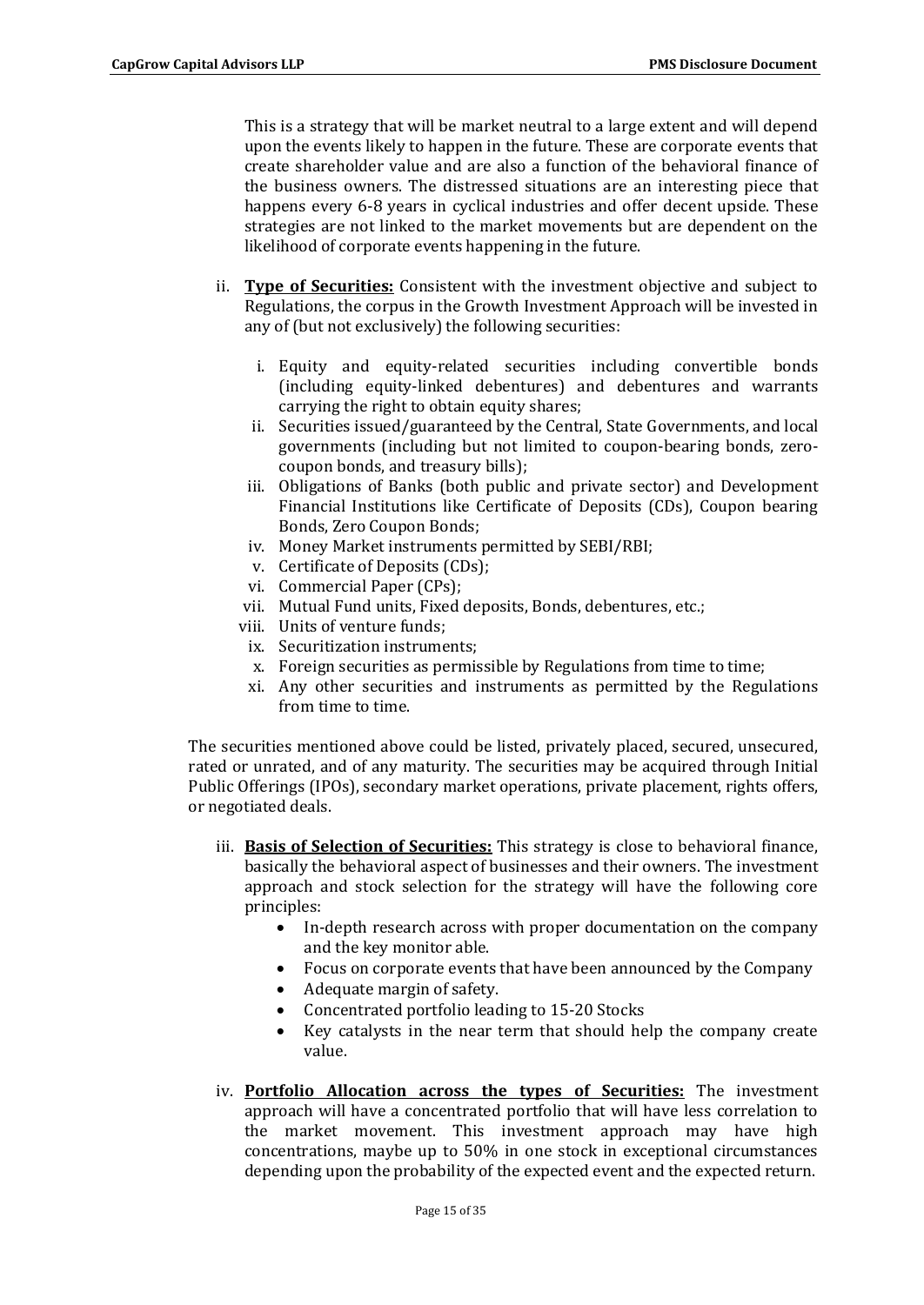This is a strategy that will be market neutral to a large extent and will depend upon the events likely to happen in the future. These are corporate events that create shareholder value and are also a function of the behavioral finance of the business owners. The distressed situations are an interesting piece that happens every 6-8 years in cyclical industries and offer decent upside. These strategies are not linked to the market movements but are dependent on the likelihood of corporate events happening in the future.

ii. **Type of Securities:** Consistent with the investment objective and subject to Regulations, the corpus in the Growth Investment Approach will be invested in any of (but not exclusively) the following securities:

   i. Equity and equity-related securities including convertible bonds (including equity-linked debentures) and debentures and warrants carrying the right to obtain equity shares;
   ii. Securities issued/guaranteed by the Central, State Governments, and local governments (including but not limited to coupon-bearing bonds, zero-coupon bonds, and treasury bills);
   iii. Obligations of Banks (both public and private sector) and Development Financial Institutions like Certificate of Deposits (CDs), Coupon bearing Bonds, Zero Coupon Bonds;
   iv. Money Market instruments permitted by SEBI/RBI;
   v. Certificate of Deposits (CDs);
   vi. Commercial Paper (CPs);
   vii. Mutual Fund units, Fixed deposits, Bonds, debentures, etc.;
   viii. Units of venture funds;
   ix. Securitization instruments;
   x. Foreign securities as permissible by Regulations from time to time;
   xi. Any other securities and instruments as permitted by the Regulations from time to time.

The securities mentioned above could be listed, privately placed, secured, unsecured, rated or unrated, and of any maturity. The securities may be acquired through Initial Public Offerings (IPOs), secondary market operations, private placement, rights offers, or negotiated deals.

iii. **Basis of Selection of Securities:** This strategy is close to behavioral finance, basically the behavioral aspect of businesses and their owners. The investment approach and stock selection for the strategy will have the following core principles:
   - In-depth research across with proper documentation on the company and the key monitor able.
   - Focus on corporate events that have been announced by the Company
   - Adequate margin of safety.
   - Concentrated portfolio leading to 15-20 Stocks
   - Key catalysts in the near term that should help the company create value.

iv. **Portfolio Allocation across the types of Securities:** The investment approach will have a concentrated portfolio that will have less correlation to the market movement. This investment approach may have high concentrations, maybe up to 50% in one stock in exceptional circumstances depending upon the probability of the expected event and the expected return.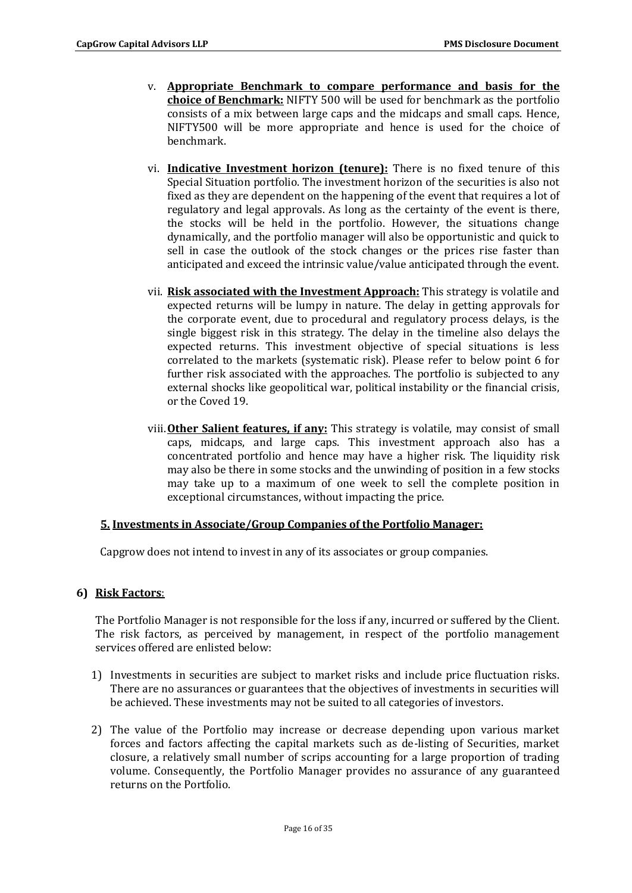v. **Appropriate Benchmark to compare performance and basis for the choice of Benchmark:** NIFTY 500 will be used for benchmark as the portfolio consists of a mix between large caps and the midcaps and small caps. Hence, NIFTY500 will be more appropriate and hence is used for the choice of benchmark.

vi. **Indicative Investment horizon (tenure):** There is no fixed tenure of this Special Situation portfolio. The investment horizon of the securities is also not fixed as they are dependent on the happening of the event that requires a lot of regulatory and legal approvals. As long as the certainty of the event is there, the stocks will be held in the portfolio. However, the situations change dynamically, and the portfolio manager will also be opportunistic and quick to sell in case the outlook of the stock changes or the prices rise faster than anticipated and exceed the intrinsic value/value anticipated through the event.

vii. **Risk associated with the Investment Approach:** This strategy is volatile and expected returns will be lumpy in nature. The delay in getting approvals for the corporate event, due to procedural and regulatory process delays, is the single biggest risk in this strategy. The delay in the timeline also delays the expected returns. This investment objective of special situations is less correlated to the markets (systematic risk). Please refer to below point 6 for further risk associated with the approaches. The portfolio is subjected to any external shocks like geopolitical war, political instability or the financial crisis, or the Coved 19.

viii. **Other Salient features, if any:** This strategy is volatile, may consist of small caps, midcaps, and large caps. This investment approach also has a concentrated portfolio and hence may have a higher risk. The liquidity risk may also be there in some stocks and the unwinding of position in a few stocks may take up to a maximum of one week to sell the complete position in exceptional circumstances, without impacting the price.

## 5. Investments in Associate/Group Companies of the Portfolio Manager:

Capgrow does not intend to invest in any of its associates or group companies.

## 6) Risk Factors:

The Portfolio Manager is not responsible for the loss if any, incurred or suffered by the Client. The risk factors, as perceived by management, in respect of the portfolio management services offered are enlisted below:

1) Investments in securities are subject to market risks and include price fluctuation risks. There are no assurances or guarantees that the objectives of investments in securities will be achieved. These investments may not be suited to all categories of investors.

2) The value of the Portfolio may increase or decrease depending upon various market forces and factors affecting the capital markets such as de-listing of Securities, market closure, a relatively small number of scrips accounting for a large proportion of trading volume. Consequently, the Portfolio Manager provides no assurance of any guaranteed returns on the Portfolio.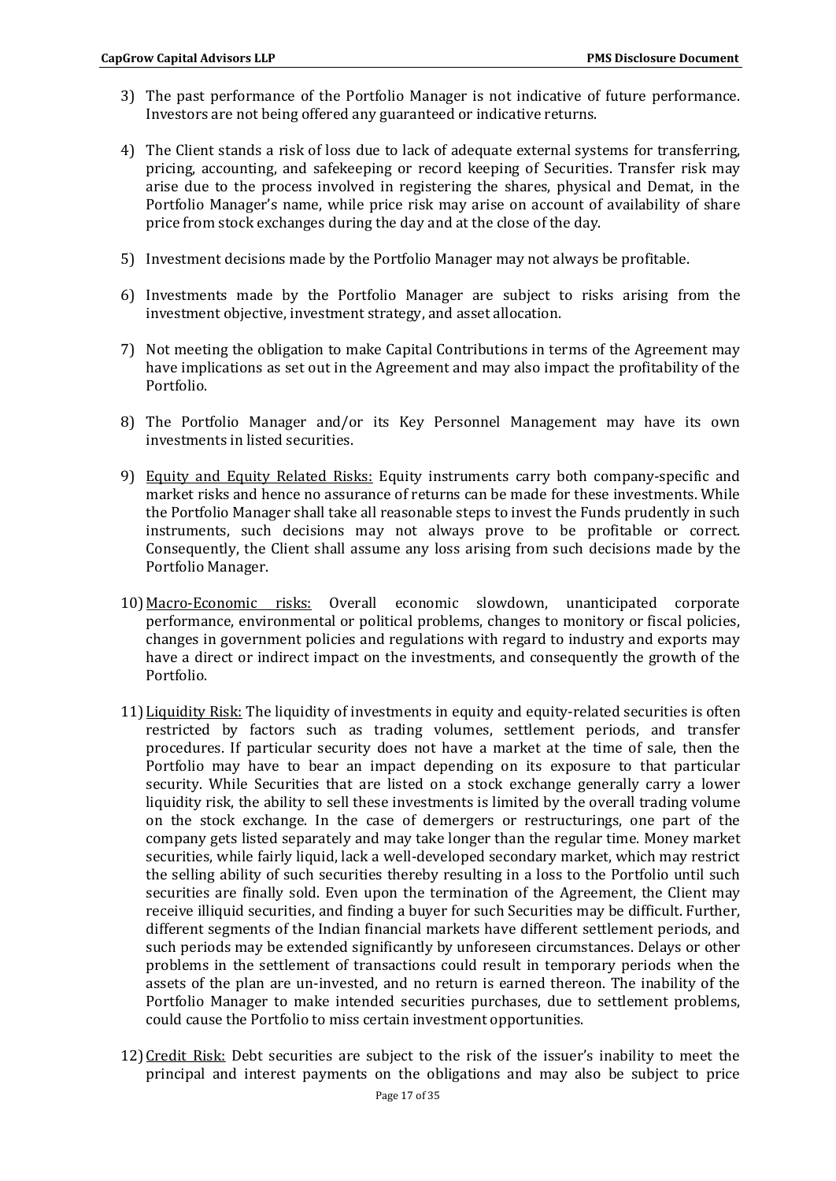3) The past performance of the Portfolio Manager is not indicative of future performance. Investors are not being offered any guaranteed or indicative returns.

4) The Client stands a risk of loss due to lack of adequate external systems for transferring, pricing, accounting, and safekeeping or record keeping of Securities. Transfer risk may arise due to the process involved in registering the shares, physical and Demat, in the Portfolio Manager's name, while price risk may arise on account of availability of share price from stock exchanges during the day and at the close of the day.

5) Investment decisions made by the Portfolio Manager may not always be profitable.

6) Investments made by the Portfolio Manager are subject to risks arising from the investment objective, investment strategy, and asset allocation.

7) Not meeting the obligation to make Capital Contributions in terms of the Agreement may have implications as set out in the Agreement and may also impact the profitability of the Portfolio.

8) The Portfolio Manager and/or its Key Personnel Management may have its own investments in listed securities.

9) Equity and Equity Related Risks: Equity instruments carry both company-specific and market risks and hence no assurance of returns can be made for these investments. While the Portfolio Manager shall take all reasonable steps to invest the Funds prudently in such instruments, such decisions may not always prove to be profitable or correct. Consequently, the Client shall assume any loss arising from such decisions made by the Portfolio Manager.

10) Macro-Economic risks: Overall economic slowdown, unanticipated corporate performance, environmental or political problems, changes to monitory or fiscal policies, changes in government policies and regulations with regard to industry and exports may have a direct or indirect impact on the investments, and consequently the growth of the Portfolio.

11) Liquidity Risk: The liquidity of investments in equity and equity-related securities is often restricted by factors such as trading volumes, settlement periods, and transfer procedures. If particular security does not have a market at the time of sale, then the Portfolio may have to bear an impact depending on its exposure to that particular security. While Securities that are listed on a stock exchange generally carry a lower liquidity risk, the ability to sell these investments is limited by the overall trading volume on the stock exchange. In the case of demergers or restructurings, one part of the company gets listed separately and may take longer than the regular time. Money market securities, while fairly liquid, lack a well-developed secondary market, which may restrict the selling ability of such securities thereby resulting in a loss to the Portfolio until such securities are finally sold. Even upon the termination of the Agreement, the Client may receive illiquid securities, and finding a buyer for such Securities may be difficult. Further, different segments of the Indian financial markets have different settlement periods, and such periods may be extended significantly by unforeseen circumstances. Delays or other problems in the settlement of transactions could result in temporary periods when the assets of the plan are un-invested, and no return is earned thereon. The inability of the Portfolio Manager to make intended securities purchases, due to settlement problems, could cause the Portfolio to miss certain investment opportunities.

12) Credit Risk: Debt securities are subject to the risk of the issuer's inability to meet the principal and interest payments on the obligations and may also be subject to price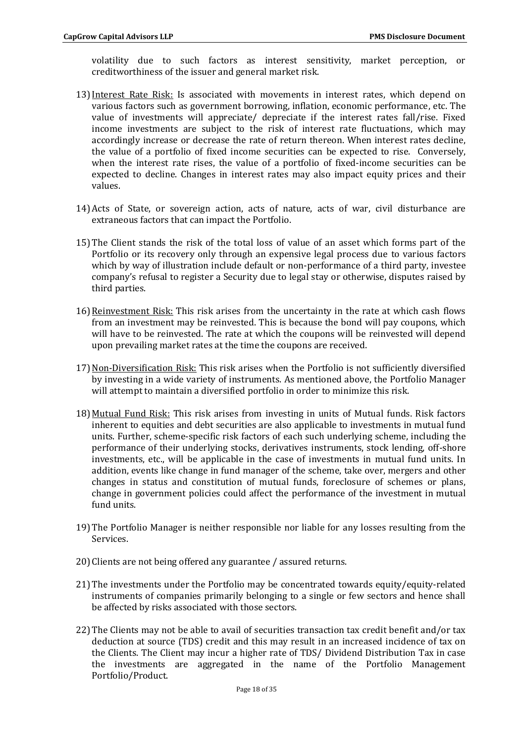volatility due to such factors as interest sensitivity, market perception, or creditworthiness of the issuer and general market risk.

13) Interest Rate Risk: Is associated with movements in interest rates, which depend on various factors such as government borrowing, inflation, economic performance, etc. The value of investments will appreciate/ depreciate if the interest rates fall/rise. Fixed income investments are subject to the risk of interest rate fluctuations, which may accordingly increase or decrease the rate of return thereon. When interest rates decline, the value of a portfolio of fixed income securities can be expected to rise. Conversely, when the interest rate rises, the value of a portfolio of fixed-income securities can be expected to decline. Changes in interest rates may also impact equity prices and their values.

14) Acts of State, or sovereign action, acts of nature, acts of war, civil disturbance are extraneous factors that can impact the Portfolio.

15) The Client stands the risk of the total loss of value of an asset which forms part of the Portfolio or its recovery only through an expensive legal process due to various factors which by way of illustration include default or non-performance of a third party, investee company's refusal to register a Security due to legal stay or otherwise, disputes raised by third parties.

16) Reinvestment Risk: This risk arises from the uncertainty in the rate at which cash flows from an investment may be reinvested. This is because the bond will pay coupons, which will have to be reinvested. The rate at which the coupons will be reinvested will depend upon prevailing market rates at the time the coupons are received.

17) Non-Diversification Risk: This risk arises when the Portfolio is not sufficiently diversified by investing in a wide variety of instruments. As mentioned above, the Portfolio Manager will attempt to maintain a diversified portfolio in order to minimize this risk.

18) Mutual Fund Risk: This risk arises from investing in units of Mutual funds. Risk factors inherent to equities and debt securities are also applicable to investments in mutual fund units. Further, scheme-specific risk factors of each such underlying scheme, including the performance of their underlying stocks, derivatives instruments, stock lending, off-shore investments, etc., will be applicable in the case of investments in mutual fund units. In addition, events like change in fund manager of the scheme, take over, mergers and other changes in status and constitution of mutual funds, foreclosure of schemes or plans, change in government policies could affect the performance of the investment in mutual fund units.

19) The Portfolio Manager is neither responsible nor liable for any losses resulting from the Services.

20) Clients are not being offered any guarantee / assured returns.

21) The investments under the Portfolio may be concentrated towards equity/equity-related instruments of companies primarily belonging to a single or few sectors and hence shall be affected by risks associated with those sectors.

22) The Clients may not be able to avail of securities transaction tax credit benefit and/or tax deduction at source (TDS) credit and this may result in an increased incidence of tax on the Clients. The Client may incur a higher rate of TDS/ Dividend Distribution Tax in case the investments are aggregated in the name of the Portfolio Management Portfolio/Product.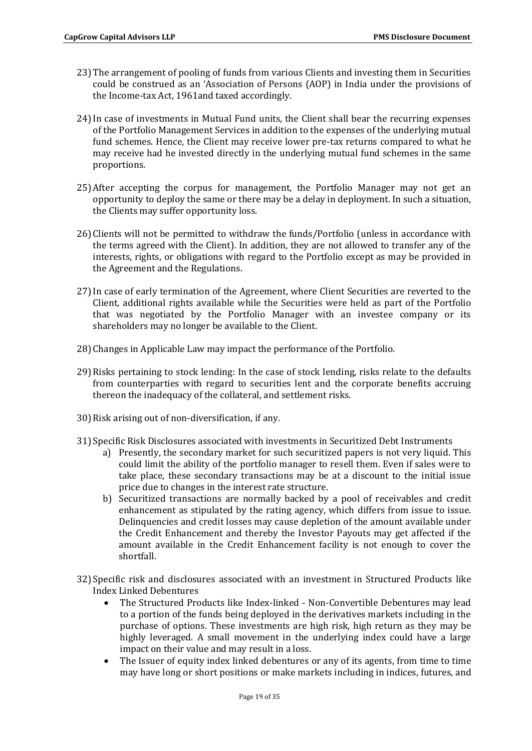23) The arrangement of pooling of funds from various Clients and investing them in Securities could be construed as an 'Association of Persons (AOP) in India under the provisions of the Income-tax Act, 1961and taxed accordingly.

24) In case of investments in Mutual Fund units, the Client shall bear the recurring expenses of the Portfolio Management Services in addition to the expenses of the underlying mutual fund schemes. Hence, the Client may receive lower pre-tax returns compared to what he may receive had he invested directly in the underlying mutual fund schemes in the same proportions.

25) After accepting the corpus for management, the Portfolio Manager may not get an opportunity to deploy the same or there may be a delay in deployment. In such a situation, the Clients may suffer opportunity loss.

26) Clients will not be permitted to withdraw the funds/Portfolio (unless in accordance with the terms agreed with the Client). In addition, they are not allowed to transfer any of the interests, rights, or obligations with regard to the Portfolio except as may be provided in the Agreement and the Regulations.

27) In case of early termination of the Agreement, where Client Securities are reverted to the Client, additional rights available while the Securities were held as part of the Portfolio that was negotiated by the Portfolio Manager with an investee company or its shareholders may no longer be available to the Client.

28) Changes in Applicable Law may impact the performance of the Portfolio.

29) Risks pertaining to stock lending: In the case of stock lending, risks relate to the defaults from counterparties with regard to securities lent and the corporate benefits accruing thereon the inadequacy of the collateral, and settlement risks.

30) Risk arising out of non-diversification, if any.

31) Specific Risk Disclosures associated with investments in Securitized Debt Instruments
    a) Presently, the secondary market for such securitized papers is not very liquid. This could limit the ability of the portfolio manager to resell them. Even if sales were to take place, these secondary transactions may be at a discount to the initial issue price due to changes in the interest rate structure.
    b) Securitized transactions are normally backed by a pool of receivables and credit enhancement as stipulated by the rating agency, which differs from issue to issue. Delinquencies and credit losses may cause depletion of the amount available under the Credit Enhancement and thereby the Investor Payouts may get affected if the amount available in the Credit Enhancement facility is not enough to cover the shortfall.

32) Specific risk and disclosures associated with an investment in Structured Products like Index Linked Debentures
    - The Structured Products like Index-linked - Non-Convertible Debentures may lead to a portion of the funds being deployed in the derivatives markets including in the purchase of options. These investments are high risk, high return as they may be highly leveraged. A small movement in the underlying index could have a large impact on their value and may result in a loss.
    - The Issuer of equity index linked debentures or any of its agents, from time to time may have long or short positions or make markets including in indices, futures, and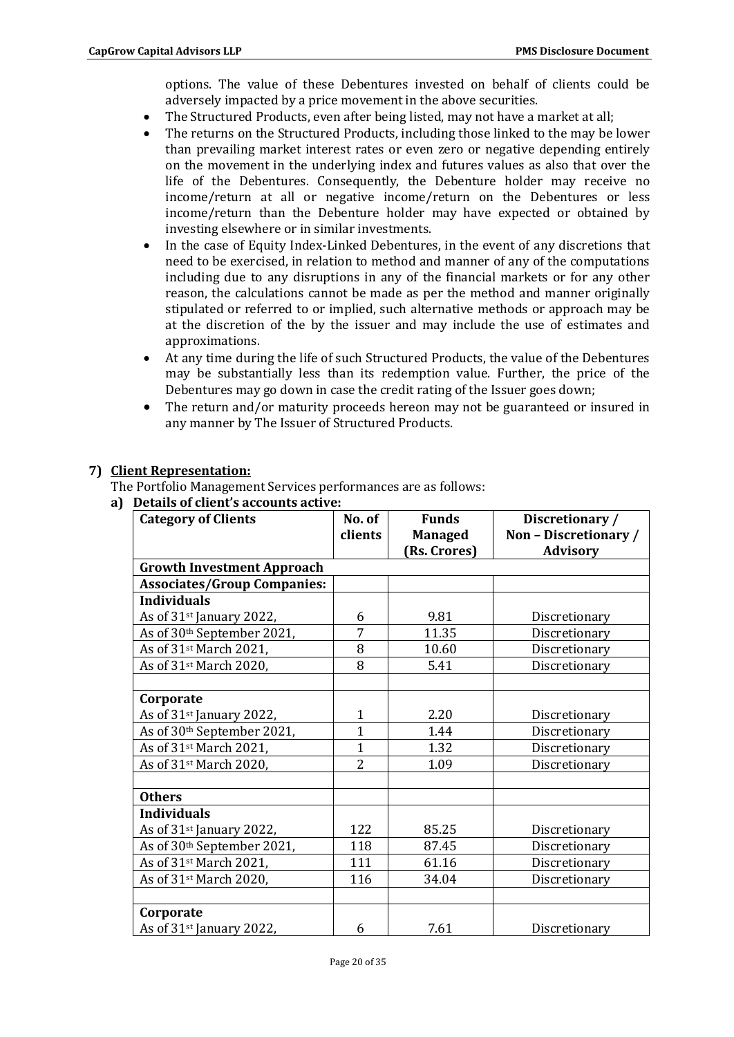options. The value of these Debentures invested on behalf of clients could be adversely impacted by a price movement in the above securities.

- The Structured Products, even after being listed, may not have a market at all;
- The returns on the Structured Products, including those linked to the may be lower than prevailing market interest rates or even zero or negative depending entirely on the movement in the underlying index and futures values as also that over the life of the Debentures. Consequently, the Debenture holder may receive no income/return at all or negative income/return on the Debentures or less income/return than the Debenture holder may have expected or obtained by investing elsewhere or in similar investments.
- In the case of Equity Index-Linked Debentures, in the event of any discretions that need to be exercised, in relation to method and manner of any of the computations including due to any disruptions in any of the financial markets or for any other reason, the calculations cannot be made as per the method and manner originally stipulated or referred to or implied, such alternative methods or approach may be at the discretion of the by the issuer and may include the use of estimates and approximations.
- At any time during the life of such Structured Products, the value of the Debentures may be substantially less than its redemption value. Further, the price of the Debentures may go down in case the credit rating of the Issuer goes down;
- The return and/or maturity proceeds hereon may not be guaranteed or insured in any manner by The Issuer of Structured Products.

## 7) Client Representation:

The Portfolio Management Services performances are as follows:

**a) Details of client's accounts active:**

| Category of Clients | No. of clients | Funds Managed (Rs. Crores) | Discretionary / Non – Discretionary / Advisory |
|---|---|---|---|
| **Growth Investment Approach** | | | |
| **Associates/Group Companies:** | | | |
| **Individuals** | | | |
| As of 31st January 2022, | 6 | 9.81 | Discretionary |
| As of 30th September 2021, | 7 | 11.35 | Discretionary |
| As of 31st March 2021, | 8 | 10.60 | Discretionary |
| As of 31st March 2020, | 8 | 5.41 | Discretionary |
| | | | |
| **Corporate** | | | |
| As of 31st January 2022, | 1 | 2.20 | Discretionary |
| As of 30th September 2021, | 1 | 1.44 | Discretionary |
| As of 31st March 2021, | 1 | 1.32 | Discretionary |
| As of 31st March 2020, | 2 | 1.09 | Discretionary |
| | | | |
| **Others** | | | |
| **Individuals** | | | |
| As of 31st January 2022, | 122 | 85.25 | Discretionary |
| As of 30th September 2021, | 118 | 87.45 | Discretionary |
| As of 31st March 2021, | 111 | 61.16 | Discretionary |
| As of 31st March 2020, | 116 | 34.04 | Discretionary |
| | | | |
| **Corporate** | | | |
| As of 31st January 2022, | 6 | 7.61 | Discretionary |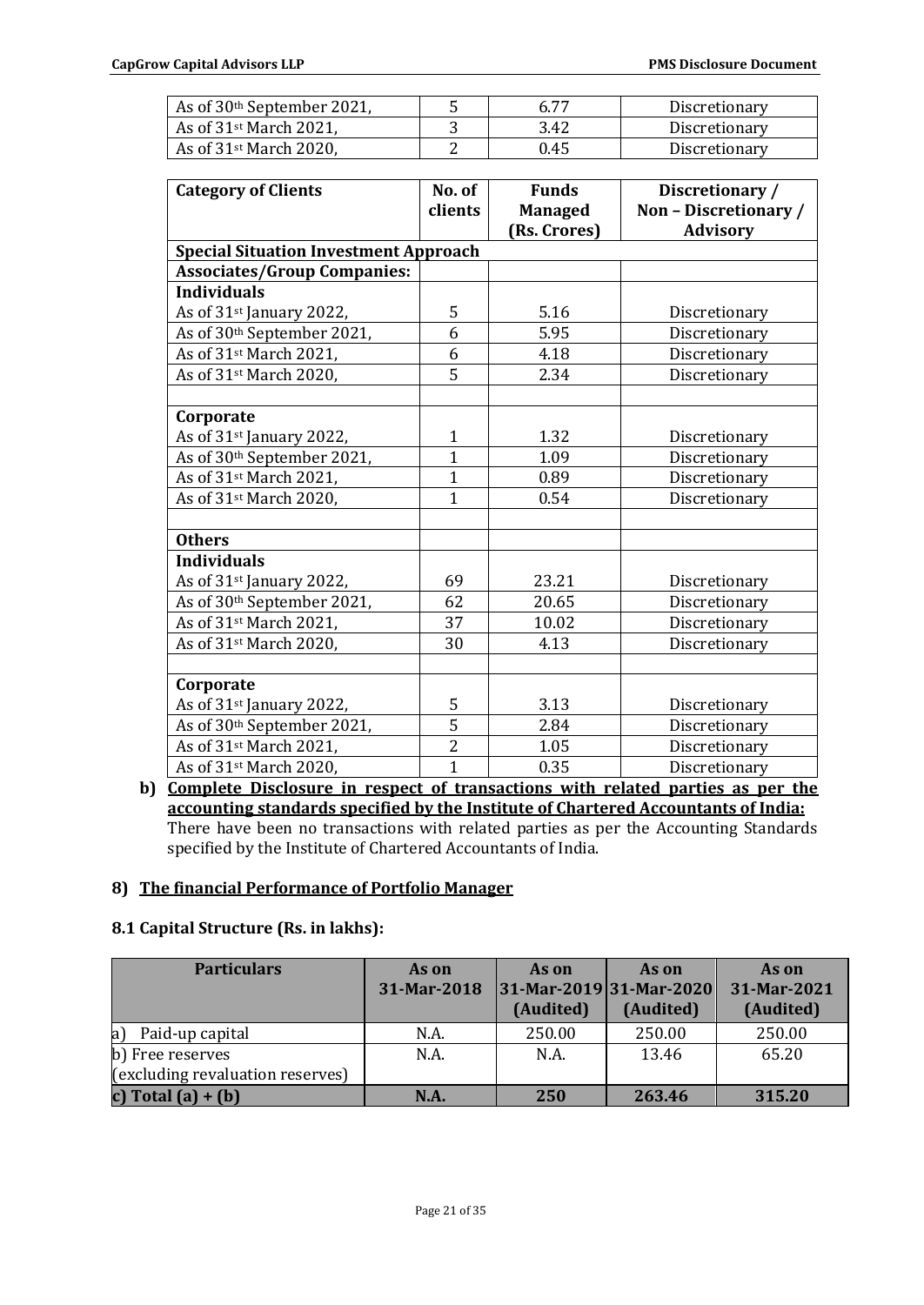| | | | |
|---|---|---|---|
| As of 30th September 2021, | 5 | 6.77 | Discretionary |
| As of 31st March 2021, | 3 | 3.42 | Discretionary |
| As of 31st March 2020, | 2 | 0.45 | Discretionary |

| Category of Clients | No. of clients | Funds Managed (Rs. Crores) | Discretionary / Non – Discretionary / Advisory |
|---|---|---|---|
| **Special Situation Investment Approach** | | | |
| **Associates/Group Companies:** | | | |
| **Individuals** | | | |
| As of 31st January 2022, | 5 | 5.16 | Discretionary |
| As of 30th September 2021, | 6 | 5.95 | Discretionary |
| As of 31st March 2021, | 6 | 4.18 | Discretionary |
| As of 31st March 2020, | 5 | 2.34 | Discretionary |
| | | | |
| **Corporate** | | | |
| As of 31st January 2022, | 1 | 1.32 | Discretionary |
| As of 30th September 2021, | 1 | 1.09 | Discretionary |
| As of 31st March 2021, | 1 | 0.89 | Discretionary |
| As of 31st March 2020, | 1 | 0.54 | Discretionary |
| | | | |
| **Others** | | | |
| **Individuals** | | | |
| As of 31st January 2022, | 69 | 23.21 | Discretionary |
| As of 30th September 2021, | 62 | 20.65 | Discretionary |
| As of 31st March 2021, | 37 | 10.02 | Discretionary |
| As of 31st March 2020, | 30 | 4.13 | Discretionary |
| | | | |
| **Corporate** | | | |
| As of 31st January 2022, | 5 | 3.13 | Discretionary |
| As of 30th September 2021, | 5 | 2.84 | Discretionary |
| As of 31st March 2021, | 2 | 1.05 | Discretionary |
| As of 31st March 2020, | 1 | 0.35 | Discretionary |

**b) Complete Disclosure in respect of transactions with related parties as per the accounting standards specified by the Institute of Chartered Accountants of India:**
There have been no transactions with related parties as per the Accounting Standards specified by the Institute of Chartered Accountants of India.

## 8) The financial Performance of Portfolio Manager

### 8.1 Capital Structure (Rs. in lakhs):

| Particulars | As on 31-Mar-2018 | As on 31-Mar-2019 (Audited) | As on 31-Mar-2020 (Audited) | As on 31-Mar-2021 (Audited) |
|---|---|---|---|---|
| a) Paid-up capital | N.A. | 250.00 | 250.00 | 250.00 |
| b) Free reserves (excluding revaluation reserves) | N.A. | N.A. | 13.46 | 65.20 |
| **c) Total (a) + (b)** | **N.A.** | **250** | **263.46** | **315.20** |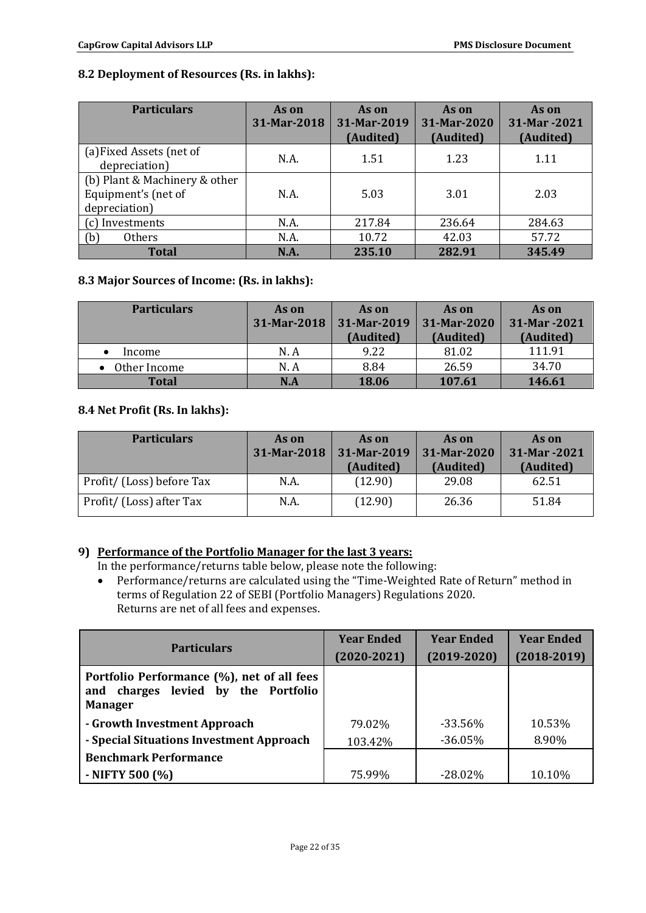### 8.2 Deployment of Resources (Rs. in lakhs):

| Particulars | As on 31-Mar-2018 | As on 31-Mar-2019 (Audited) | As on 31-Mar-2020 (Audited) | As on 31-Mar -2021 (Audited) |
|---|---|---|---|---|
| (a) Fixed Assets (net of depreciation) | N.A. | 1.51 | 1.23 | 1.11 |
| (b) Plant & Machinery & other Equipment's (net of depreciation) | N.A. | 5.03 | 3.01 | 2.03 |
| (c) Investments | N.A. | 217.84 | 236.64 | 284.63 |
| (b) Others | N.A. | 10.72 | 42.03 | 57.72 |
| **Total** | **N.A.** | **235.10** | **282.91** | **345.49** |

### 8.3 Major Sources of Income: (Rs. in lakhs):

| Particulars | As on 31-Mar-2018 | As on 31-Mar-2019 (Audited) | As on 31-Mar-2020 (Audited) | As on 31-Mar -2021 (Audited) |
|---|---|---|---|---|
| • Income | N. A | 9.22 | 81.02 | 111.91 |
| • Other Income | N. A | 8.84 | 26.59 | 34.70 |
| **Total** | **N.A** | **18.06** | **107.61** | **146.61** |

### 8.4 Net Profit (Rs. In lakhs):

| Particulars | As on 31-Mar-2018 | As on 31-Mar-2019 (Audited) | As on 31-Mar-2020 (Audited) | As on 31-Mar -2021 (Audited) |
|---|---|---|---|---|
| Profit/ (Loss) before Tax | N.A. | (12.90) | 29.08 | 62.51 |
| Profit/ (Loss) after Tax | N.A. | (12.90) | 26.36 | 51.84 |

## 9) Performance of the Portfolio Manager for the last 3 years:

In the performance/returns table below, please note the following:

- Performance/returns are calculated using the "Time-Weighted Rate of Return" method in terms of Regulation 22 of SEBI (Portfolio Managers) Regulations 2020.
  Returns are net of all fees and expenses.

| Particulars | Year Ended (2020-2021) | Year Ended (2019-2020) | Year Ended (2018-2019) |
|---|---|---|---|
| **Portfolio Performance (%), net of all fees and charges levied by the Portfolio Manager** | | | |
| **- Growth Investment Approach** | 79.02% | -33.56% | 10.53% |
| **- Special Situations Investment Approach** | 103.42% | -36.05% | 8.90% |
| **Benchmark Performance** | | | |
| **- NIFTY 500 (%)** | 75.99% | -28.02% | 10.10% |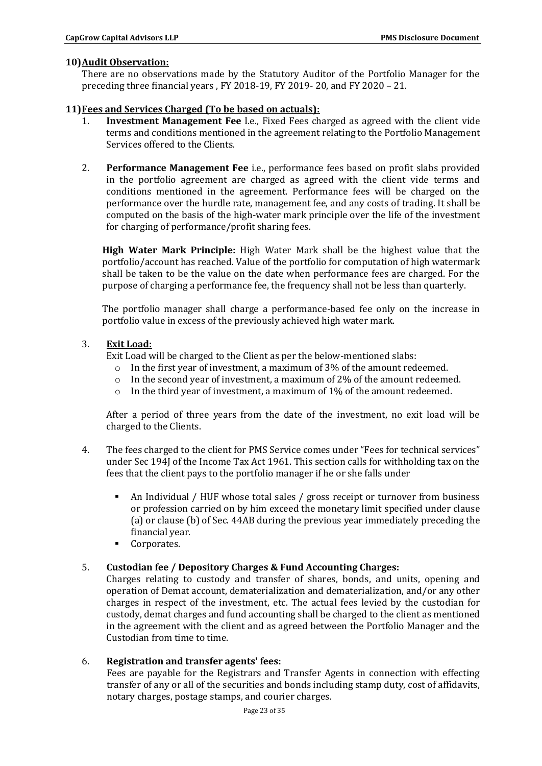## 10) Audit Observation:

There are no observations made by the Statutory Auditor of the Portfolio Manager for the preceding three financial years , FY 2018-19, FY 2019- 20, and FY 2020 – 21.

## 11) Fees and Services Charged (To be based on actuals):

1. **Investment Management Fee** I.e., Fixed Fees charged as agreed with the client vide terms and conditions mentioned in the agreement relating to the Portfolio Management Services offered to the Clients.

2. **Performance Management Fee** i.e., performance fees based on profit slabs provided in the portfolio agreement are charged as agreed with the client vide terms and conditions mentioned in the agreement. Performance fees will be charged on the performance over the hurdle rate, management fee, and any costs of trading. It shall be computed on the basis of the high-water mark principle over the life of the investment for charging of performance/profit sharing fees.

   **High Water Mark Principle:** High Water Mark shall be the highest value that the portfolio/account has reached. Value of the portfolio for computation of high watermark shall be taken to be the value on the date when performance fees are charged. For the purpose of charging a performance fee, the frequency shall not be less than quarterly.

   The portfolio manager shall charge a performance-based fee only on the increase in portfolio value in excess of the previously achieved high water mark.

3. **Exit Load:**

   Exit Load will be charged to the Client as per the below-mentioned slabs:
   - In the first year of investment, a maximum of 3% of the amount redeemed.
   - In the second year of investment, a maximum of 2% of the amount redeemed.
   - In the third year of investment, a maximum of 1% of the amount redeemed.

   After a period of three years from the date of the investment, no exit load will be charged to the Clients.

4. The fees charged to the client for PMS Service comes under "Fees for technical services" under Sec 194J of the Income Tax Act 1961. This section calls for withholding tax on the fees that the client pays to the portfolio manager if he or she falls under

   - An Individual / HUF whose total sales / gross receipt or turnover from business or profession carried on by him exceed the monetary limit specified under clause (a) or clause (b) of Sec. 44AB during the previous year immediately preceding the financial year.
   - Corporates.

5. **Custodian fee / Depository Charges & Fund Accounting Charges:**

   Charges relating to custody and transfer of shares, bonds, and units, opening and operation of Demat account, dematerialization and dematerialization, and/or any other charges in respect of the investment, etc. The actual fees levied by the custodian for custody, demat charges and fund accounting shall be charged to the client as mentioned in the agreement with the client and as agreed between the Portfolio Manager and the Custodian from time to time.

6. **Registration and transfer agents' fees:**

   Fees are payable for the Registrars and Transfer Agents in connection with effecting transfer of any or all of the securities and bonds including stamp duty, cost of affidavits, notary charges, postage stamps, and courier charges.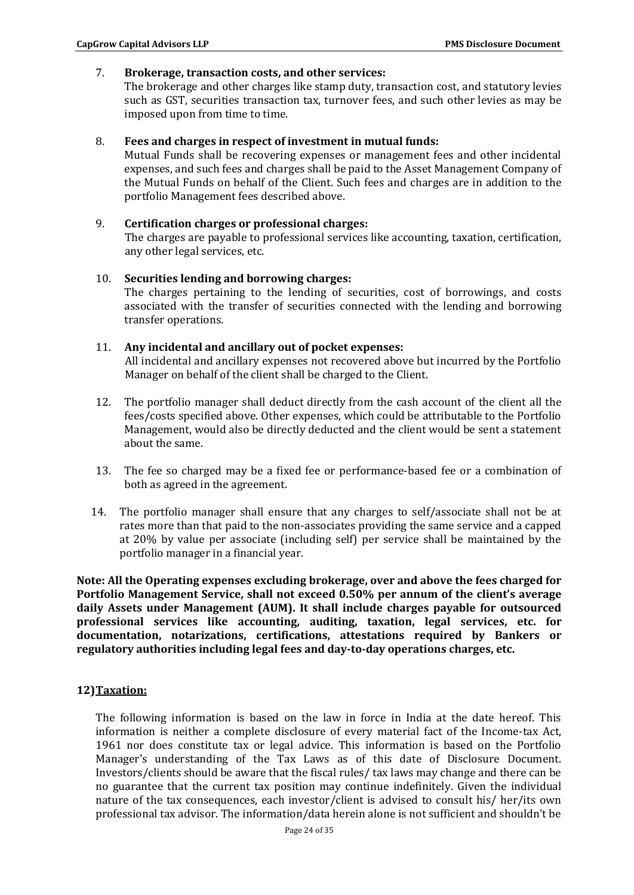7. **Brokerage, transaction costs, and other services:**
   The brokerage and other charges like stamp duty, transaction cost, and statutory levies such as GST, securities transaction tax, turnover fees, and such other levies as may be imposed upon from time to time.

8. **Fees and charges in respect of investment in mutual funds:**
   Mutual Funds shall be recovering expenses or management fees and other incidental expenses, and such fees and charges shall be paid to the Asset Management Company of the Mutual Funds on behalf of the Client. Such fees and charges are in addition to the portfolio Management fees described above.

9. **Certification charges or professional charges:**
   The charges are payable to professional services like accounting, taxation, certification, any other legal services, etc.

10. **Securities lending and borrowing charges:**
    The charges pertaining to the lending of securities, cost of borrowings, and costs associated with the transfer of securities connected with the lending and borrowing transfer operations.

11. **Any incidental and ancillary out of pocket expenses:**
    All incidental and ancillary expenses not recovered above but incurred by the Portfolio Manager on behalf of the client shall be charged to the Client.

12. The portfolio manager shall deduct directly from the cash account of the client all the fees/costs specified above. Other expenses, which could be attributable to the Portfolio Management, would also be directly deducted and the client would be sent a statement about the same.

13. The fee so charged may be a fixed fee or performance-based fee or a combination of both as agreed in the agreement.

14. The portfolio manager shall ensure that any charges to self/associate shall not be at rates more than that paid to the non-associates providing the same service and a capped at 20% by value per associate (including self) per service shall be maintained by the portfolio manager in a financial year.

**Note: All the Operating expenses excluding brokerage, over and above the fees charged for Portfolio Management Service, shall not exceed 0.50% per annum of the client's average daily Assets under Management (AUM). It shall include charges payable for outsourced professional services like accounting, auditing, taxation, legal services, etc. for documentation, notarizations, certifications, attestations required by Bankers or regulatory authorities including legal fees and day-to-day operations charges, etc.**

## 12) Taxation:

The following information is based on the law in force in India at the date hereof. This information is neither a complete disclosure of every material fact of the Income-tax Act, 1961 nor does constitute tax or legal advice. This information is based on the Portfolio Manager's understanding of the Tax Laws as of this date of Disclosure Document. Investors/clients should be aware that the fiscal rules/ tax laws may change and there can be no guarantee that the current tax position may continue indefinitely. Given the individual nature of the tax consequences, each investor/client is advised to consult his/ her/its own professional tax advisor. The information/data herein alone is not sufficient and shouldn't be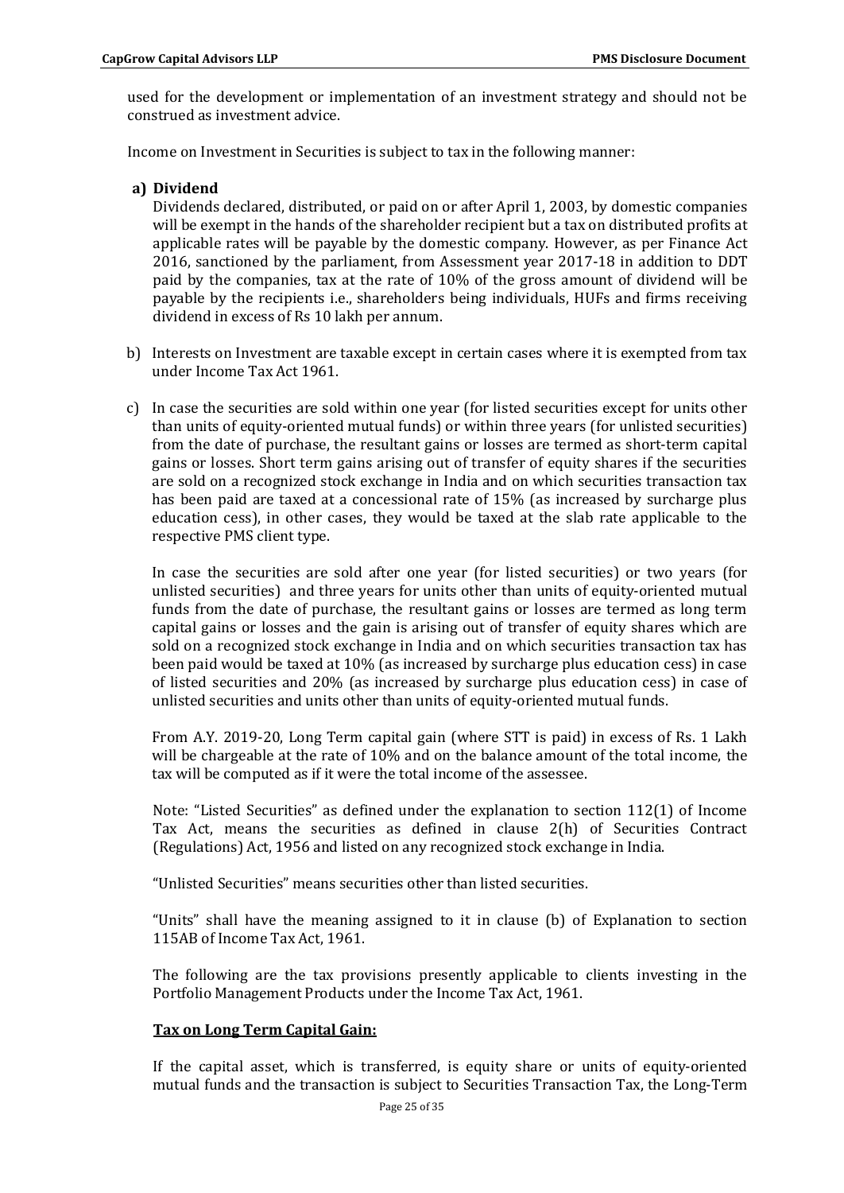used for the development or implementation of an investment strategy and should not be construed as investment advice.

Income on Investment in Securities is subject to tax in the following manner:

**a) Dividend**

Dividends declared, distributed, or paid on or after April 1, 2003, by domestic companies will be exempt in the hands of the shareholder recipient but a tax on distributed profits at applicable rates will be payable by the domestic company. However, as per Finance Act 2016, sanctioned by the parliament, from Assessment year 2017-18 in addition to DDT paid by the companies, tax at the rate of 10% of the gross amount of dividend will be payable by the recipients i.e., shareholders being individuals, HUFs and firms receiving dividend in excess of Rs 10 lakh per annum.

b) Interests on Investment are taxable except in certain cases where it is exempted from tax under Income Tax Act 1961.

c) In case the securities are sold within one year (for listed securities except for units other than units of equity-oriented mutual funds) or within three years (for unlisted securities) from the date of purchase, the resultant gains or losses are termed as short-term capital gains or losses. Short term gains arising out of transfer of equity shares if the securities are sold on a recognized stock exchange in India and on which securities transaction tax has been paid are taxed at a concessional rate of 15% (as increased by surcharge plus education cess), in other cases, they would be taxed at the slab rate applicable to the respective PMS client type.

In case the securities are sold after one year (for listed securities) or two years (for unlisted securities) and three years for units other than units of equity-oriented mutual funds from the date of purchase, the resultant gains or losses are termed as long term capital gains or losses and the gain is arising out of transfer of equity shares which are sold on a recognized stock exchange in India and on which securities transaction tax has been paid would be taxed at 10% (as increased by surcharge plus education cess) in case of listed securities and 20% (as increased by surcharge plus education cess) in case of unlisted securities and units other than units of equity-oriented mutual funds.

From A.Y. 2019-20, Long Term capital gain (where STT is paid) in excess of Rs. 1 Lakh will be chargeable at the rate of 10% and on the balance amount of the total income, the tax will be computed as if it were the total income of the assessee.

Note: "Listed Securities" as defined under the explanation to section 112(1) of Income Tax Act, means the securities as defined in clause 2(h) of Securities Contract (Regulations) Act, 1956 and listed on any recognized stock exchange in India.

"Unlisted Securities" means securities other than listed securities.

"Units" shall have the meaning assigned to it in clause (b) of Explanation to section 115AB of Income Tax Act, 1961.

The following are the tax provisions presently applicable to clients investing in the Portfolio Management Products under the Income Tax Act, 1961.

**Tax on Long Term Capital Gain:**

If the capital asset, which is transferred, is equity share or units of equity-oriented mutual funds and the transaction is subject to Securities Transaction Tax, the Long-Term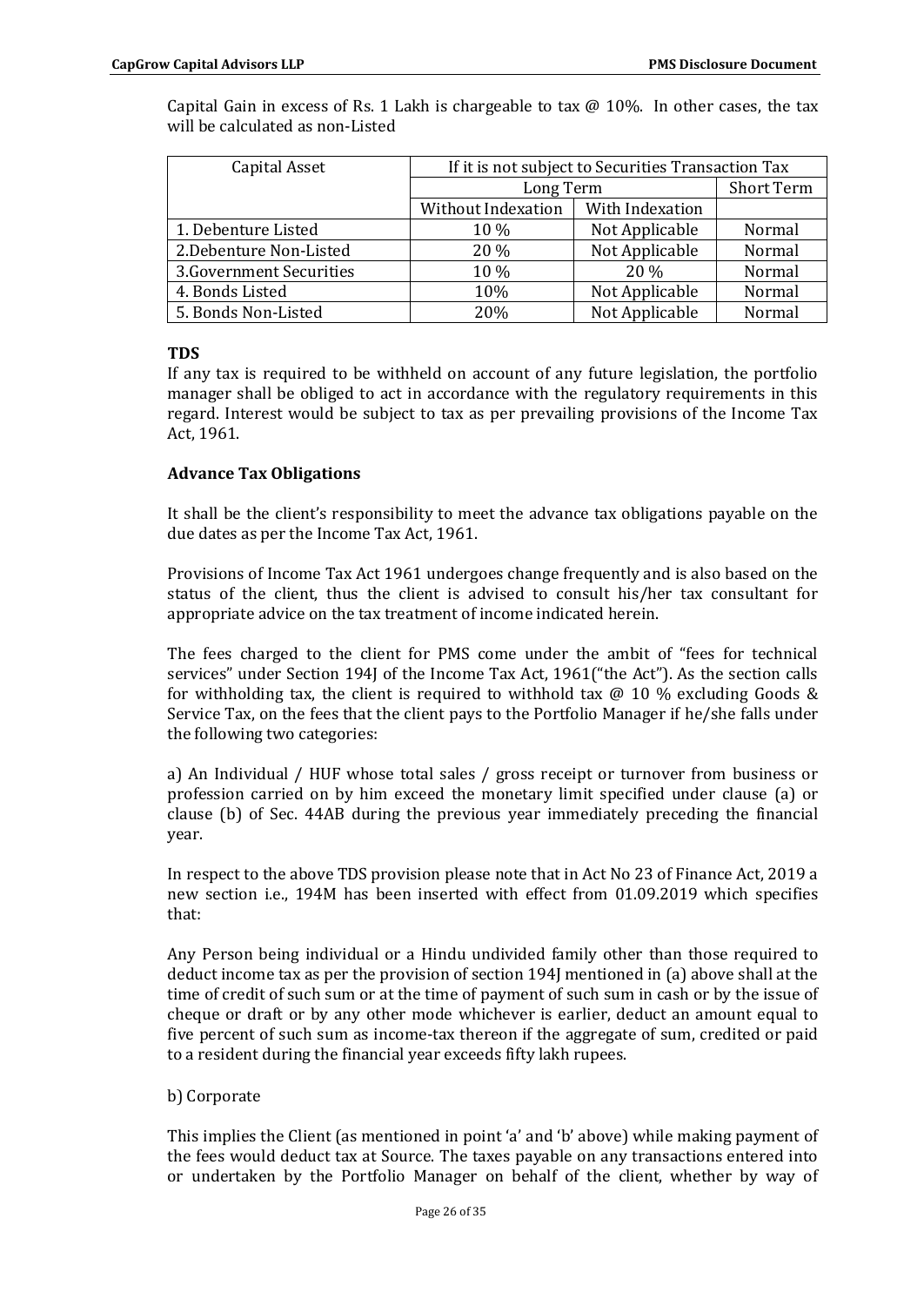Capital Gain in excess of Rs. 1 Lakh is chargeable to tax @ 10%. In other cases, the tax will be calculated as non-Listed

| Capital Asset | If it is not subject to Securities Transaction Tax | | |
|---|---|---|---|
| | Long Term | | Short Term |
| | Without Indexation | With Indexation | |
| 1. Debenture Listed | 10 % | Not Applicable | Normal |
| 2.Debenture Non-Listed | 20 % | Not Applicable | Normal |
| 3.Government Securities | 10 % | 20 % | Normal |
| 4. Bonds Listed | 10% | Not Applicable | Normal |
| 5. Bonds Non-Listed | 20% | Not Applicable | Normal |

**TDS**

If any tax is required to be withheld on account of any future legislation, the portfolio manager shall be obliged to act in accordance with the regulatory requirements in this regard. Interest would be subject to tax as per prevailing provisions of the Income Tax Act, 1961.

**Advance Tax Obligations**

It shall be the client's responsibility to meet the advance tax obligations payable on the due dates as per the Income Tax Act, 1961.

Provisions of Income Tax Act 1961 undergoes change frequently and is also based on the status of the client, thus the client is advised to consult his/her tax consultant for appropriate advice on the tax treatment of income indicated herein.

The fees charged to the client for PMS come under the ambit of "fees for technical services" under Section 194J of the Income Tax Act, 1961("the Act"). As the section calls for withholding tax, the client is required to withhold tax @ 10 % excluding Goods & Service Tax, on the fees that the client pays to the Portfolio Manager if he/she falls under the following two categories:

a) An Individual / HUF whose total sales / gross receipt or turnover from business or profession carried on by him exceed the monetary limit specified under clause (a) or clause (b) of Sec. 44AB during the previous year immediately preceding the financial year.

In respect to the above TDS provision please note that in Act No 23 of Finance Act, 2019 a new section i.e., 194M has been inserted with effect from 01.09.2019 which specifies that:

Any Person being individual or a Hindu undivided family other than those required to deduct income tax as per the provision of section 194J mentioned in (a) above shall at the time of credit of such sum or at the time of payment of such sum in cash or by the issue of cheque or draft or by any other mode whichever is earlier, deduct an amount equal to five percent of such sum as income-tax thereon if the aggregate of sum, credited or paid to a resident during the financial year exceeds fifty lakh rupees.

b) Corporate

This implies the Client (as mentioned in point 'a' and 'b' above) while making payment of the fees would deduct tax at Source. The taxes payable on any transactions entered into or undertaken by the Portfolio Manager on behalf of the client, whether by way of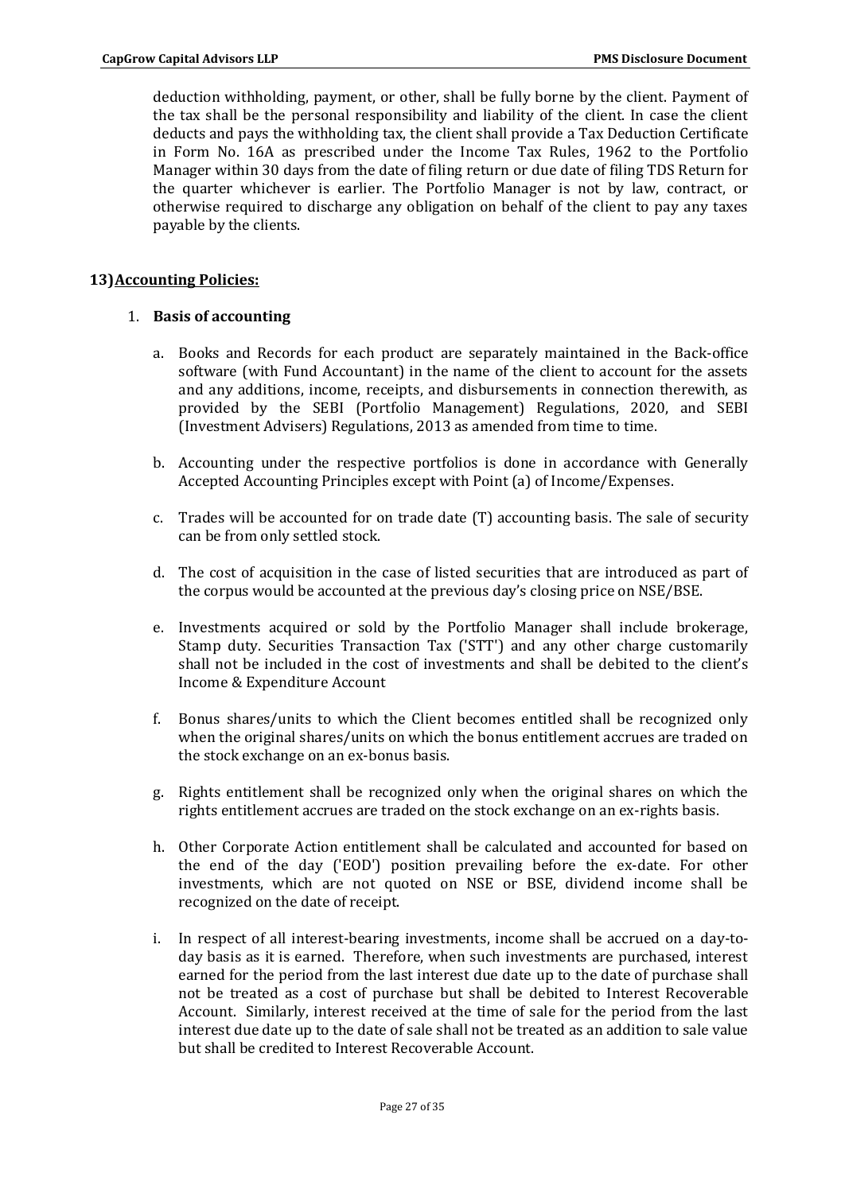deduction withholding, payment, or other, shall be fully borne by the client. Payment of the tax shall be the personal responsibility and liability of the client. In case the client deducts and pays the withholding tax, the client shall provide a Tax Deduction Certificate in Form No. 16A as prescribed under the Income Tax Rules, 1962 to the Portfolio Manager within 30 days from the date of filing return or due date of filing TDS Return for the quarter whichever is earlier. The Portfolio Manager is not by law, contract, or otherwise required to discharge any obligation on behalf of the client to pay any taxes payable by the clients.

## 13) Accounting Policies:

1. **Basis of accounting**

   a. Books and Records for each product are separately maintained in the Back-office software (with Fund Accountant) in the name of the client to account for the assets and any additions, income, receipts, and disbursements in connection therewith, as provided by the SEBI (Portfolio Management) Regulations, 2020, and SEBI (Investment Advisers) Regulations, 2013 as amended from time to time.

   b. Accounting under the respective portfolios is done in accordance with Generally Accepted Accounting Principles except with Point (a) of Income/Expenses.

   c. Trades will be accounted for on trade date (T) accounting basis. The sale of security can be from only settled stock.

   d. The cost of acquisition in the case of listed securities that are introduced as part of the corpus would be accounted at the previous day's closing price on NSE/BSE.

   e. Investments acquired or sold by the Portfolio Manager shall include brokerage, Stamp duty. Securities Transaction Tax ('STT') and any other charge customarily shall not be included in the cost of investments and shall be debited to the client's Income & Expenditure Account

   f. Bonus shares/units to which the Client becomes entitled shall be recognized only when the original shares/units on which the bonus entitlement accrues are traded on the stock exchange on an ex-bonus basis.

   g. Rights entitlement shall be recognized only when the original shares on which the rights entitlement accrues are traded on the stock exchange on an ex-rights basis.

   h. Other Corporate Action entitlement shall be calculated and accounted for based on the end of the day ('EOD') position prevailing before the ex-date. For other investments, which are not quoted on NSE or BSE, dividend income shall be recognized on the date of receipt.

   i. In respect of all interest-bearing investments, income shall be accrued on a day-to-day basis as it is earned. Therefore, when such investments are purchased, interest earned for the period from the last interest due date up to the date of purchase shall not be treated as a cost of purchase but shall be debited to Interest Recoverable Account. Similarly, interest received at the time of sale for the period from the last interest due date up to the date of sale shall not be treated as an addition to sale value but shall be credited to Interest Recoverable Account.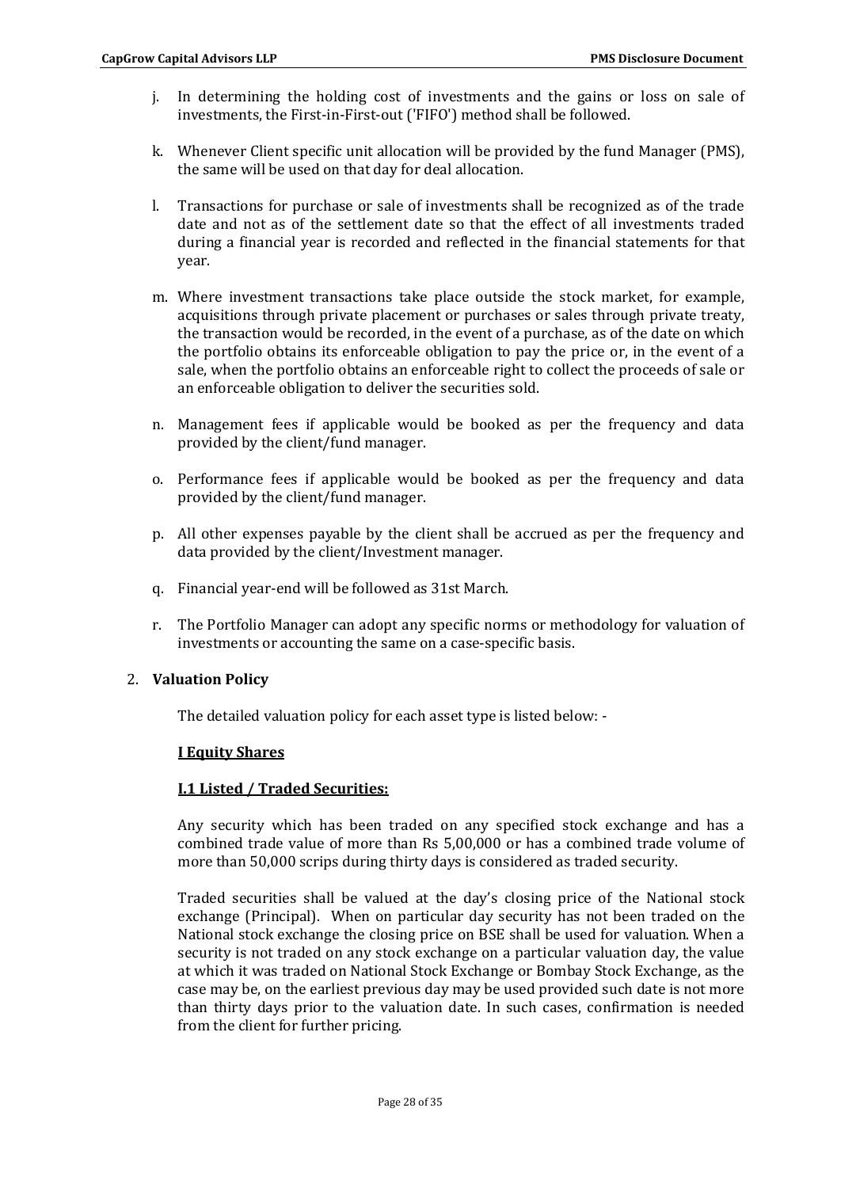j. In determining the holding cost of investments and the gains or loss on sale of investments, the First-in-First-out ('FIFO') method shall be followed.

k. Whenever Client specific unit allocation will be provided by the fund Manager (PMS), the same will be used on that day for deal allocation.

l. Transactions for purchase or sale of investments shall be recognized as of the trade date and not as of the settlement date so that the effect of all investments traded during a financial year is recorded and reflected in the financial statements for that year.

m. Where investment transactions take place outside the stock market, for example, acquisitions through private placement or purchases or sales through private treaty, the transaction would be recorded, in the event of a purchase, as of the date on which the portfolio obtains its enforceable obligation to pay the price or, in the event of a sale, when the portfolio obtains an enforceable right to collect the proceeds of sale or an enforceable obligation to deliver the securities sold.

n. Management fees if applicable would be booked as per the frequency and data provided by the client/fund manager.

o. Performance fees if applicable would be booked as per the frequency and data provided by the client/fund manager.

p. All other expenses payable by the client shall be accrued as per the frequency and data provided by the client/Investment manager.

q. Financial year-end will be followed as 31st March.

r. The Portfolio Manager can adopt any specific norms or methodology for valuation of investments or accounting the same on a case-specific basis.

2. **Valuation Policy**

The detailed valuation policy for each asset type is listed below: -

**I Equity Shares**

**I.1 Listed / Traded Securities:**

Any security which has been traded on any specified stock exchange and has a combined trade value of more than Rs 5,00,000 or has a combined trade volume of more than 50,000 scrips during thirty days is considered as traded security.

Traded securities shall be valued at the day's closing price of the National stock exchange (Principal). When on particular day security has not been traded on the National stock exchange the closing price on BSE shall be used for valuation. When a security is not traded on any stock exchange on a particular valuation day, the value at which it was traded on National Stock Exchange or Bombay Stock Exchange, as the case may be, on the earliest previous day may be used provided such date is not more than thirty days prior to the valuation date. In such cases, confirmation is needed from the client for further pricing.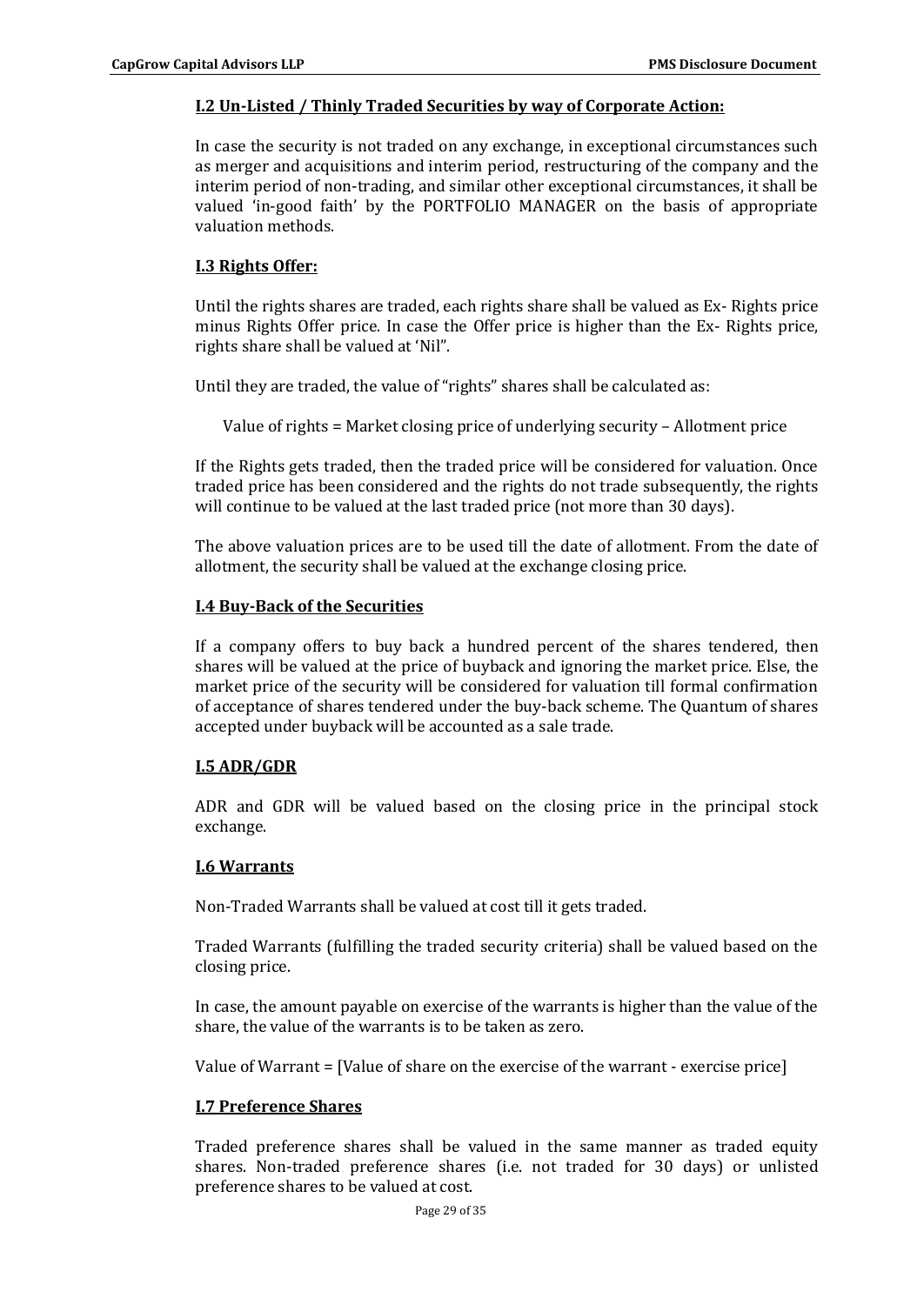### I.2 Un-Listed / Thinly Traded Securities by way of Corporate Action:

In case the security is not traded on any exchange, in exceptional circumstances such as merger and acquisitions and interim period, restructuring of the company and the interim period of non-trading, and similar other exceptional circumstances, it shall be valued 'in-good faith' by the PORTFOLIO MANAGER on the basis of appropriate valuation methods.

### I.3 Rights Offer:

Until the rights shares are traded, each rights share shall be valued as Ex- Rights price minus Rights Offer price. In case the Offer price is higher than the Ex- Rights price, rights share shall be valued at 'Nil".

Until they are traded, the value of "rights" shares shall be calculated as:

Value of rights = Market closing price of underlying security – Allotment price

If the Rights gets traded, then the traded price will be considered for valuation. Once traded price has been considered and the rights do not trade subsequently, the rights will continue to be valued at the last traded price (not more than 30 days).

The above valuation prices are to be used till the date of allotment. From the date of allotment, the security shall be valued at the exchange closing price.

### I.4 Buy-Back of the Securities

If a company offers to buy back a hundred percent of the shares tendered, then shares will be valued at the price of buyback and ignoring the market price. Else, the market price of the security will be considered for valuation till formal confirmation of acceptance of shares tendered under the buy-back scheme. The Quantum of shares accepted under buyback will be accounted as a sale trade.

### I.5 ADR/GDR

ADR and GDR will be valued based on the closing price in the principal stock exchange.

### I.6 Warrants

Non-Traded Warrants shall be valued at cost till it gets traded.

Traded Warrants (fulfilling the traded security criteria) shall be valued based on the closing price.

In case, the amount payable on exercise of the warrants is higher than the value of the share, the value of the warrants is to be taken as zero.

Value of Warrant = [Value of share on the exercise of the warrant - exercise price]

### I.7 Preference Shares

Traded preference shares shall be valued in the same manner as traded equity shares. Non-traded preference shares (i.e. not traded for 30 days) or unlisted preference shares to be valued at cost.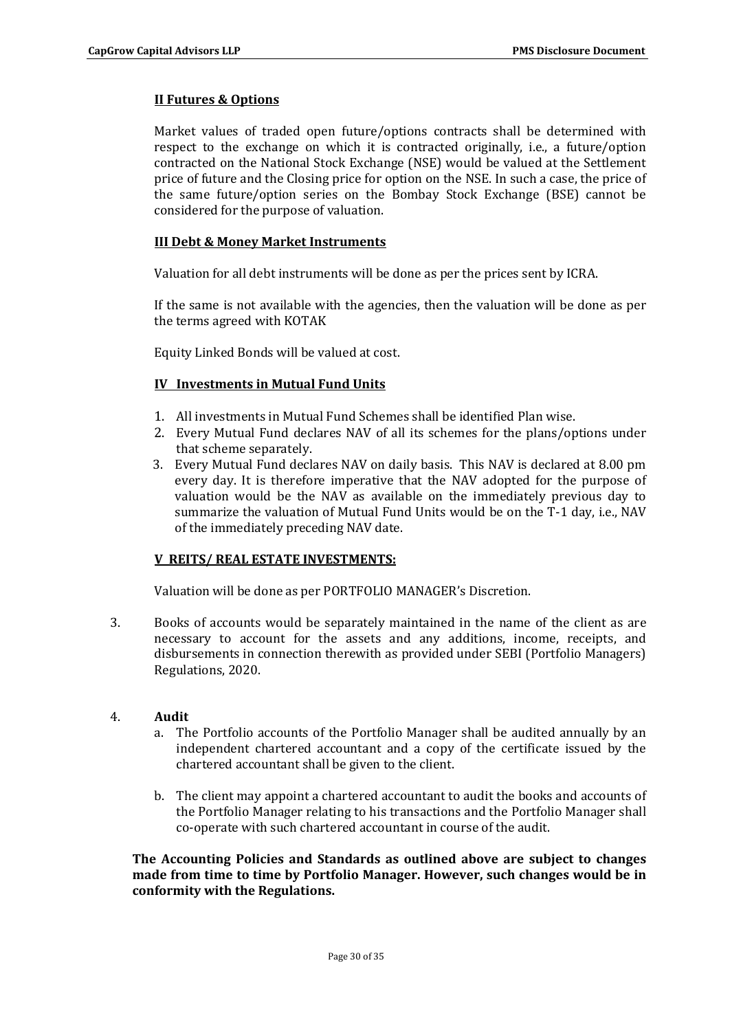**II Futures & Options**

Market values of traded open future/options contracts shall be determined with respect to the exchange on which it is contracted originally, i.e., a future/option contracted on the National Stock Exchange (NSE) would be valued at the Settlement price of future and the Closing price for option on the NSE. In such a case, the price of the same future/option series on the Bombay Stock Exchange (BSE) cannot be considered for the purpose of valuation.

**III Debt & Money Market Instruments**

Valuation for all debt instruments will be done as per the prices sent by ICRA.

If the same is not available with the agencies, then the valuation will be done as per the terms agreed with KOTAK

Equity Linked Bonds will be valued at cost.

**IV Investments in Mutual Fund Units**

1. All investments in Mutual Fund Schemes shall be identified Plan wise.
2. Every Mutual Fund declares NAV of all its schemes for the plans/options under that scheme separately.
3. Every Mutual Fund declares NAV on daily basis. This NAV is declared at 8.00 pm every day. It is therefore imperative that the NAV adopted for the purpose of valuation would be the NAV as available on the immediately previous day to summarize the valuation of Mutual Fund Units would be on the T-1 day, i.e., NAV of the immediately preceding NAV date.

**V REITS/ REAL ESTATE INVESTMENTS:**

Valuation will be done as per PORTFOLIO MANAGER's Discretion.

3. Books of accounts would be separately maintained in the name of the client as are necessary to account for the assets and any additions, income, receipts, and disbursements in connection therewith as provided under SEBI (Portfolio Managers) Regulations, 2020.

4. **Audit**
   a. The Portfolio accounts of the Portfolio Manager shall be audited annually by an independent chartered accountant and a copy of the certificate issued by the chartered accountant shall be given to the client.

   b. The client may appoint a chartered accountant to audit the books and accounts of the Portfolio Manager relating to his transactions and the Portfolio Manager shall co-operate with such chartered accountant in course of the audit.

**The Accounting Policies and Standards as outlined above are subject to changes made from time to time by Portfolio Manager. However, such changes would be in conformity with the Regulations.**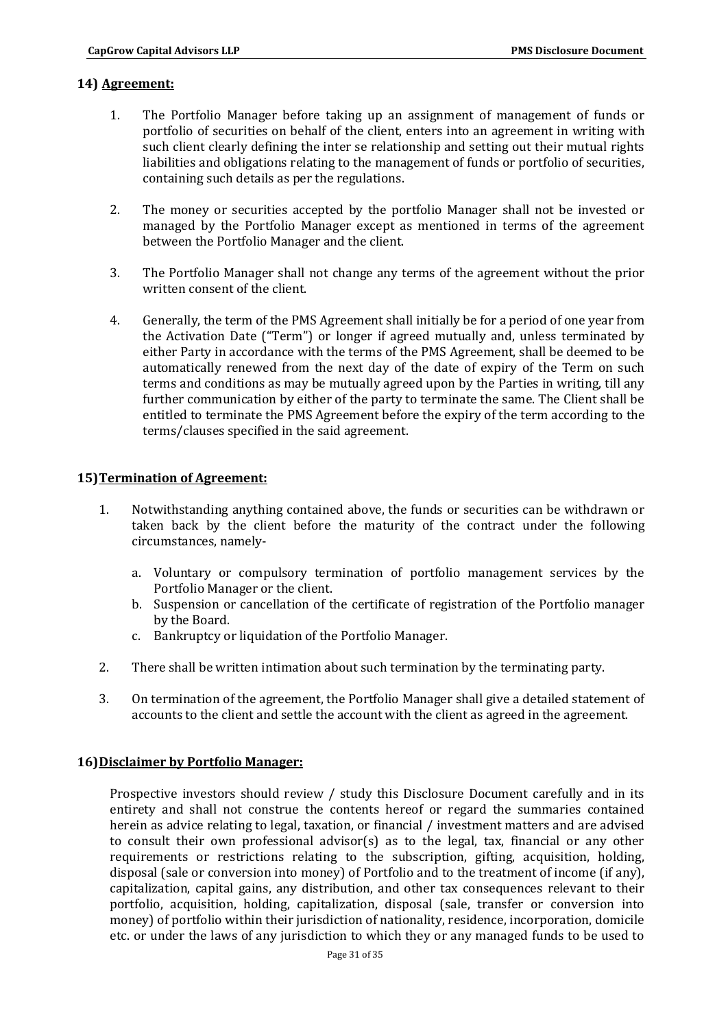## 14) Agreement:

1. The Portfolio Manager before taking up an assignment of management of funds or portfolio of securities on behalf of the client, enters into an agreement in writing with such client clearly defining the inter se relationship and setting out their mutual rights liabilities and obligations relating to the management of funds or portfolio of securities, containing such details as per the regulations.

2. The money or securities accepted by the portfolio Manager shall not be invested or managed by the Portfolio Manager except as mentioned in terms of the agreement between the Portfolio Manager and the client.

3. The Portfolio Manager shall not change any terms of the agreement without the prior written consent of the client.

4. Generally, the term of the PMS Agreement shall initially be for a period of one year from the Activation Date ("Term") or longer if agreed mutually and, unless terminated by either Party in accordance with the terms of the PMS Agreement, shall be deemed to be automatically renewed from the next day of the date of expiry of the Term on such terms and conditions as may be mutually agreed upon by the Parties in writing, till any further communication by either of the party to terminate the same. The Client shall be entitled to terminate the PMS Agreement before the expiry of the term according to the terms/clauses specified in the said agreement.

## 15) Termination of Agreement:

1. Notwithstanding anything contained above, the funds or securities can be withdrawn or taken back by the client before the maturity of the contract under the following circumstances, namely-

   a. Voluntary or compulsory termination of portfolio management services by the Portfolio Manager or the client.
   b. Suspension or cancellation of the certificate of registration of the Portfolio manager by the Board.
   c. Bankruptcy or liquidation of the Portfolio Manager.

2. There shall be written intimation about such termination by the terminating party.

3. On termination of the agreement, the Portfolio Manager shall give a detailed statement of accounts to the client and settle the account with the client as agreed in the agreement.

## 16) Disclaimer by Portfolio Manager:

Prospective investors should review / study this Disclosure Document carefully and in its entirety and shall not construe the contents hereof or regard the summaries contained herein as advice relating to legal, taxation, or financial / investment matters and are advised to consult their own professional advisor(s) as to the legal, tax, financial or any other requirements or restrictions relating to the subscription, gifting, acquisition, holding, disposal (sale or conversion into money) of Portfolio and to the treatment of income (if any), capitalization, capital gains, any distribution, and other tax consequences relevant to their portfolio, acquisition, holding, capitalization, disposal (sale, transfer or conversion into money) of portfolio within their jurisdiction of nationality, residence, incorporation, domicile etc. or under the laws of any jurisdiction to which they or any managed funds to be used to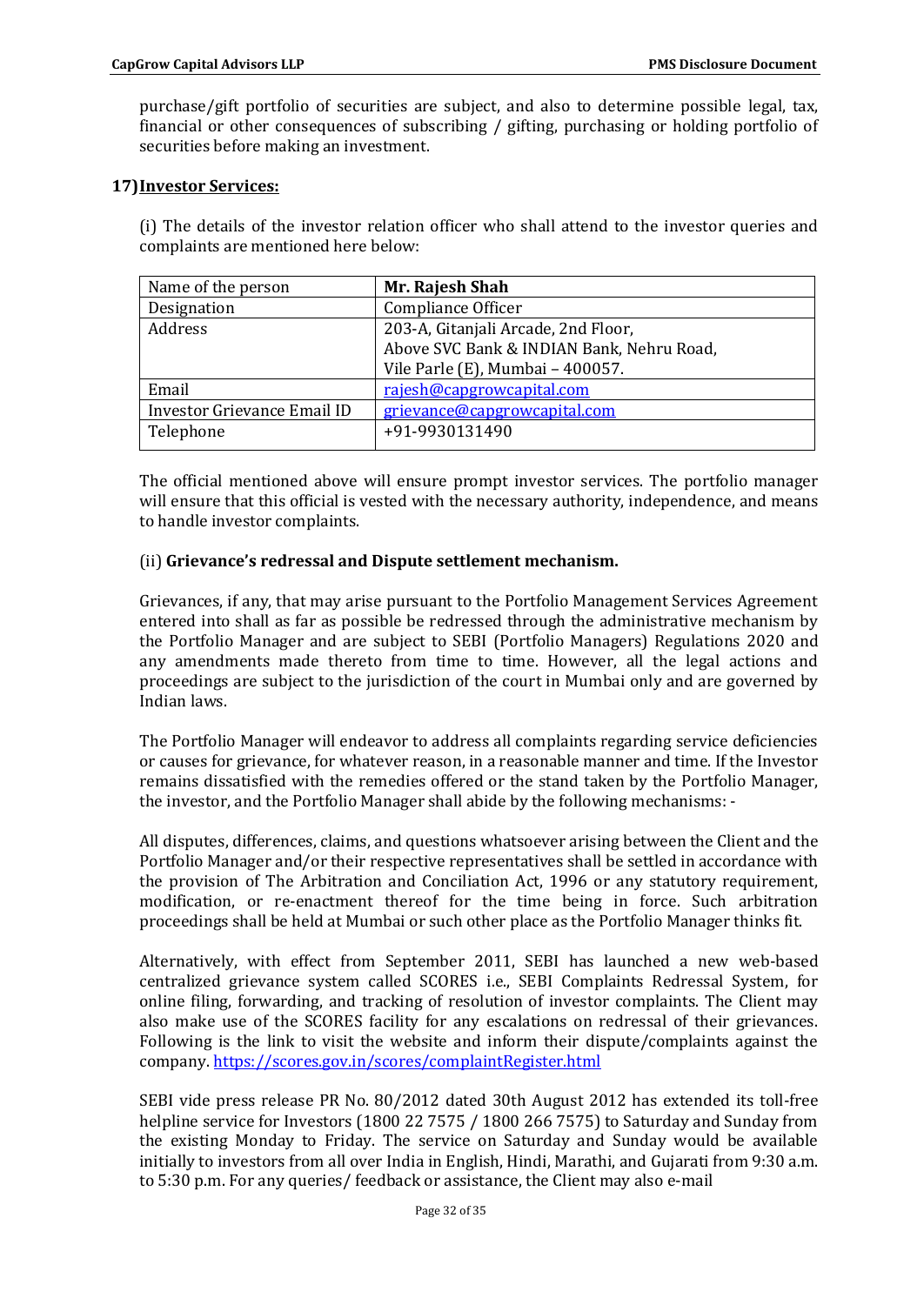purchase/gift portfolio of securities are subject, and also to determine possible legal, tax, financial or other consequences of subscribing / gifting, purchasing or holding portfolio of securities before making an investment.

## 17) Investor Services:

(i) The details of the investor relation officer who shall attend to the investor queries and complaints are mentioned here below:

| Name of the person | **Mr. Rajesh Shah** |
|---|---|
| Designation | Compliance Officer |
| Address | 203-A, Gitanjali Arcade, 2nd Floor,<br>Above SVC Bank & INDIAN Bank, Nehru Road,<br>Vile Parle (E), Mumbai – 400057. |
| Email | rajesh@capgrowcapital.com |
| Investor Grievance Email ID | grievance@capgrowcapital.com |
| Telephone | +91-9930131490 |

The official mentioned above will ensure prompt investor services. The portfolio manager will ensure that this official is vested with the necessary authority, independence, and means to handle investor complaints.

(ii) **Grievance's redressal and Dispute settlement mechanism.**

Grievances, if any, that may arise pursuant to the Portfolio Management Services Agreement entered into shall as far as possible be redressed through the administrative mechanism by the Portfolio Manager and are subject to SEBI (Portfolio Managers) Regulations 2020 and any amendments made thereto from time to time. However, all the legal actions and proceedings are subject to the jurisdiction of the court in Mumbai only and are governed by Indian laws.

The Portfolio Manager will endeavor to address all complaints regarding service deficiencies or causes for grievance, for whatever reason, in a reasonable manner and time. If the Investor remains dissatisfied with the remedies offered or the stand taken by the Portfolio Manager, the investor, and the Portfolio Manager shall abide by the following mechanisms: -

All disputes, differences, claims, and questions whatsoever arising between the Client and the Portfolio Manager and/or their respective representatives shall be settled in accordance with the provision of The Arbitration and Conciliation Act, 1996 or any statutory requirement, modification, or re-enactment thereof for the time being in force. Such arbitration proceedings shall be held at Mumbai or such other place as the Portfolio Manager thinks fit.

Alternatively, with effect from September 2011, SEBI has launched a new web-based centralized grievance system called SCORES i.e., SEBI Complaints Redressal System, for online filing, forwarding, and tracking of resolution of investor complaints. The Client may also make use of the SCORES facility for any escalations on redressal of their grievances. Following is the link to visit the website and inform their dispute/complaints against the company. https://scores.gov.in/scores/complaintRegister.html

SEBI vide press release PR No. 80/2012 dated 30th August 2012 has extended its toll-free helpline service for Investors (1800 22 7575 / 1800 266 7575) to Saturday and Sunday from the existing Monday to Friday. The service on Saturday and Sunday would be available initially to investors from all over India in English, Hindi, Marathi, and Gujarati from 9:30 a.m. to 5:30 p.m. For any queries/ feedback or assistance, the Client may also e-mail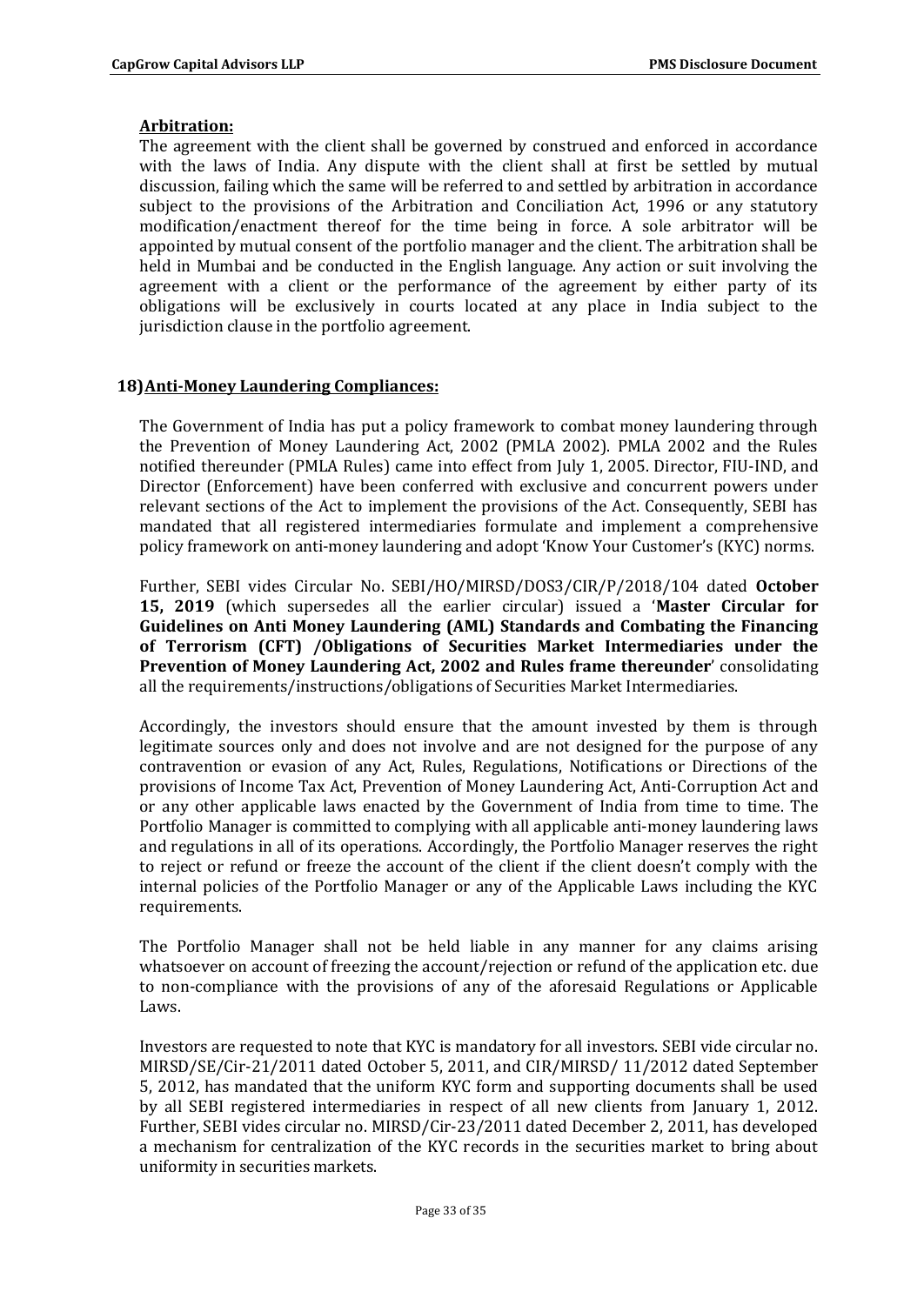**Arbitration:**

The agreement with the client shall be governed by construed and enforced in accordance with the laws of India. Any dispute with the client shall at first be settled by mutual discussion, failing which the same will be referred to and settled by arbitration in accordance subject to the provisions of the Arbitration and Conciliation Act, 1996 or any statutory modification/enactment thereof for the time being in force. A sole arbitrator will be appointed by mutual consent of the portfolio manager and the client. The arbitration shall be held in Mumbai and be conducted in the English language. Any action or suit involving the agreement with a client or the performance of the agreement by either party of its obligations will be exclusively in courts located at any place in India subject to the jurisdiction clause in the portfolio agreement.

## 18) Anti-Money Laundering Compliances:

The Government of India has put a policy framework to combat money laundering through the Prevention of Money Laundering Act, 2002 (PMLA 2002). PMLA 2002 and the Rules notified thereunder (PMLA Rules) came into effect from July 1, 2005. Director, FIU-IND, and Director (Enforcement) have been conferred with exclusive and concurrent powers under relevant sections of the Act to implement the provisions of the Act. Consequently, SEBI has mandated that all registered intermediaries formulate and implement a comprehensive policy framework on anti-money laundering and adopt 'Know Your Customer's (KYC) norms.

Further, SEBI vides Circular No. SEBI/HO/MIRSD/DOS3/CIR/P/2018/104 dated **October 15, 2019** (which supersedes all the earlier circular) issued a '**Master Circular for Guidelines on Anti Money Laundering (AML) Standards and Combating the Financing of Terrorism (CFT) /Obligations of Securities Market Intermediaries under the Prevention of Money Laundering Act, 2002 and Rules frame thereunder**' consolidating all the requirements/instructions/obligations of Securities Market Intermediaries.

Accordingly, the investors should ensure that the amount invested by them is through legitimate sources only and does not involve and are not designed for the purpose of any contravention or evasion of any Act, Rules, Regulations, Notifications or Directions of the provisions of Income Tax Act, Prevention of Money Laundering Act, Anti-Corruption Act and or any other applicable laws enacted by the Government of India from time to time. The Portfolio Manager is committed to complying with all applicable anti-money laundering laws and regulations in all of its operations. Accordingly, the Portfolio Manager reserves the right to reject or refund or freeze the account of the client if the client doesn't comply with the internal policies of the Portfolio Manager or any of the Applicable Laws including the KYC requirements.

The Portfolio Manager shall not be held liable in any manner for any claims arising whatsoever on account of freezing the account/rejection or refund of the application etc. due to non-compliance with the provisions of any of the aforesaid Regulations or Applicable Laws.

Investors are requested to note that KYC is mandatory for all investors. SEBI vide circular no. MIRSD/SE/Cir-21/2011 dated October 5, 2011, and CIR/MIRSD/ 11/2012 dated September 5, 2012, has mandated that the uniform KYC form and supporting documents shall be used by all SEBI registered intermediaries in respect of all new clients from January 1, 2012. Further, SEBI vides circular no. MIRSD/Cir-23/2011 dated December 2, 2011, has developed a mechanism for centralization of the KYC records in the securities market to bring about uniformity in securities markets.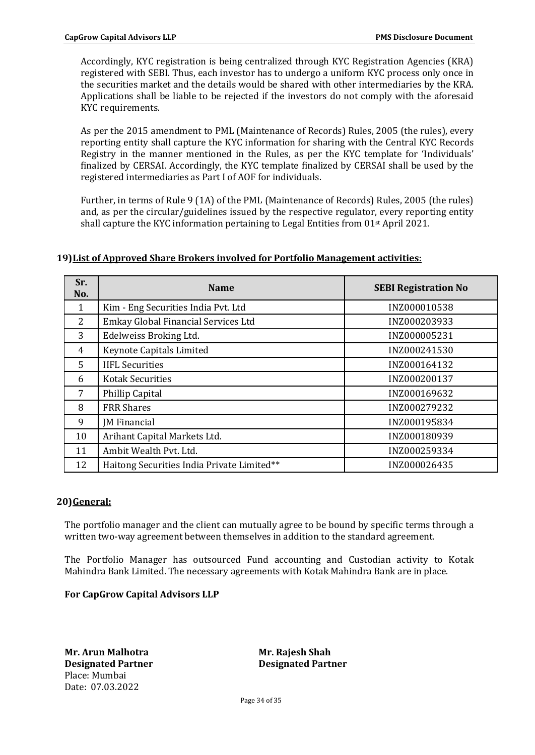Accordingly, KYC registration is being centralized through KYC Registration Agencies (KRA) registered with SEBI. Thus, each investor has to undergo a uniform KYC process only once in the securities market and the details would be shared with other intermediaries by the KRA. Applications shall be liable to be rejected if the investors do not comply with the aforesaid KYC requirements.

As per the 2015 amendment to PML (Maintenance of Records) Rules, 2005 (the rules), every reporting entity shall capture the KYC information for sharing with the Central KYC Records Registry in the manner mentioned in the Rules, as per the KYC template for 'Individuals' finalized by CERSAI. Accordingly, the KYC template finalized by CERSAI shall be used by the registered intermediaries as Part I of AOF for individuals.

Further, in terms of Rule 9 (1A) of the PML (Maintenance of Records) Rules, 2005 (the rules) and, as per the circular/guidelines issued by the respective regulator, every reporting entity shall capture the KYC information pertaining to Legal Entities from 01st April 2021.

## 19) List of Approved Share Brokers involved for Portfolio Management activities:

| Sr. No. | Name | SEBI Registration No |
|---|---|---|
| 1 | Kim - Eng Securities India Pvt. Ltd | INZ000010538 |
| 2 | Emkay Global Financial Services Ltd | INZ000203933 |
| 3 | Edelweiss Broking Ltd. | INZ000005231 |
| 4 | Keynote Capitals Limited | INZ000241530 |
| 5 | IIFL Securities | INZ000164132 |
| 6 | Kotak Securities | INZ000200137 |
| 7 | Phillip Capital | INZ000169632 |
| 8 | FRR Shares | INZ000279232 |
| 9 | JM Financial | INZ000195834 |
| 10 | Arihant Capital Markets Ltd. | INZ000180939 |
| 11 | Ambit Wealth Pvt. Ltd. | INZ000259334 |
| 12 | Haitong Securities India Private Limited** | INZ000026435 |

## 20) General:

The portfolio manager and the client can mutually agree to be bound by specific terms through a written two-way agreement between themselves in addition to the standard agreement.

The Portfolio Manager has outsourced Fund accounting and Custodian activity to Kotak Mahindra Bank Limited. The necessary agreements with Kotak Mahindra Bank are in place.

**For CapGrow Capital Advisors LLP**

**Mr. Arun Malhotra**
**Designated Partner**
Place: Mumbai
Date: 07.03.2022

**Mr. Rajesh Shah**
**Designated Partner**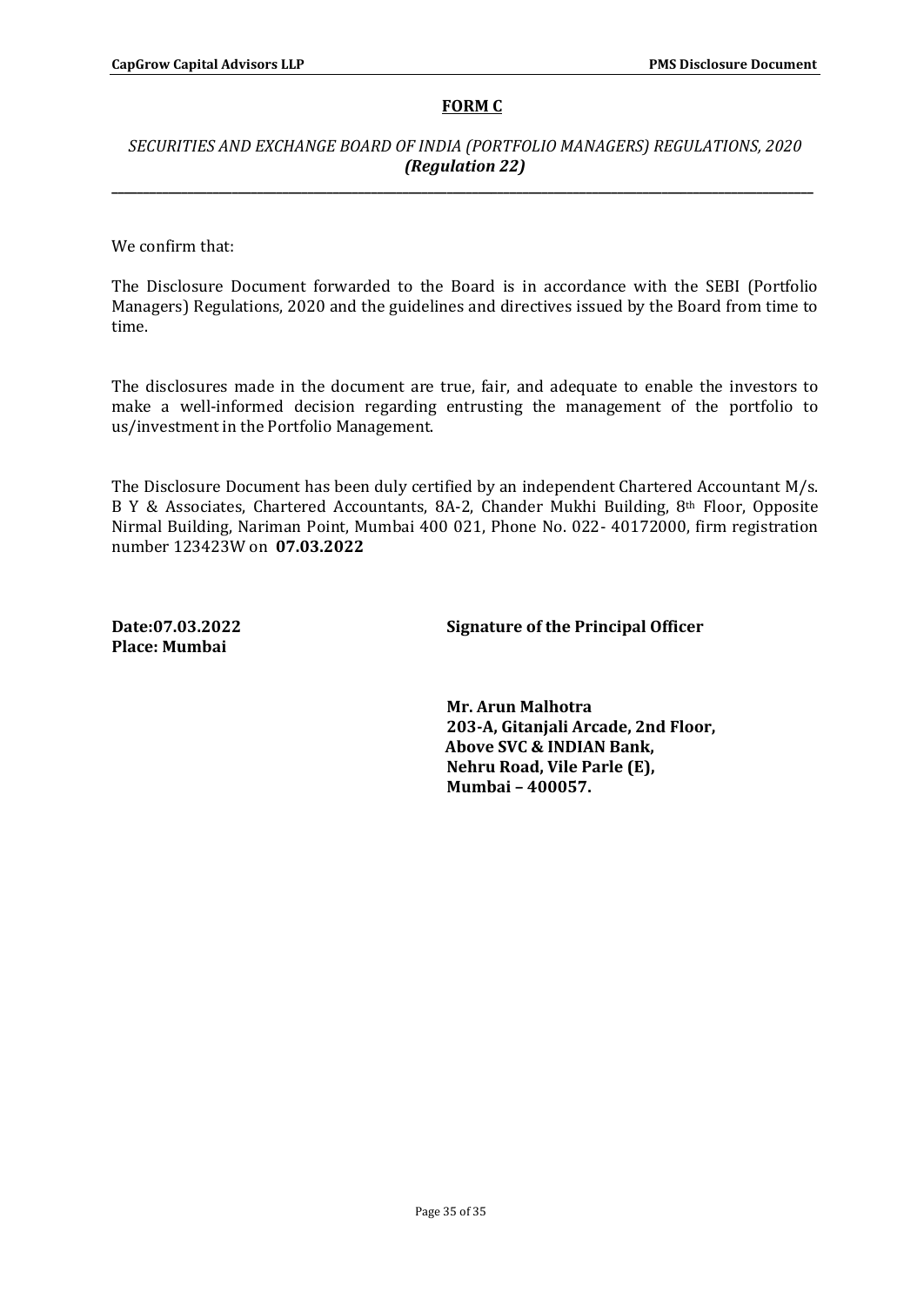## FORM C

*SECURITIES AND EXCHANGE BOARD OF INDIA (PORTFOLIO MANAGERS) REGULATIONS, 2020*
***(Regulation 22)***

---

We confirm that:

The Disclosure Document forwarded to the Board is in accordance with the SEBI (Portfolio Managers) Regulations, 2020 and the guidelines and directives issued by the Board from time to time.

The disclosures made in the document are true, fair, and adequate to enable the investors to make a well-informed decision regarding entrusting the management of the portfolio to us/investment in the Portfolio Management.

The Disclosure Document has been duly certified by an independent Chartered Accountant M/s. B Y & Associates, Chartered Accountants, 8A-2, Chander Mukhi Building, 8th Floor, Opposite Nirmal Building, Nariman Point, Mumbai 400 021, Phone No. 022- 40172000, firm registration number 123423W on **07.03.2022**

**Date:07.03.2022**
**Place: Mumbai**

**Signature of the Principal Officer**

**Mr. Arun Malhotra**
**203-A, Gitanjali Arcade, 2nd Floor,**
**Above SVC & INDIAN Bank,**
**Nehru Road, Vile Parle (E),**
**Mumbai – 400057.**